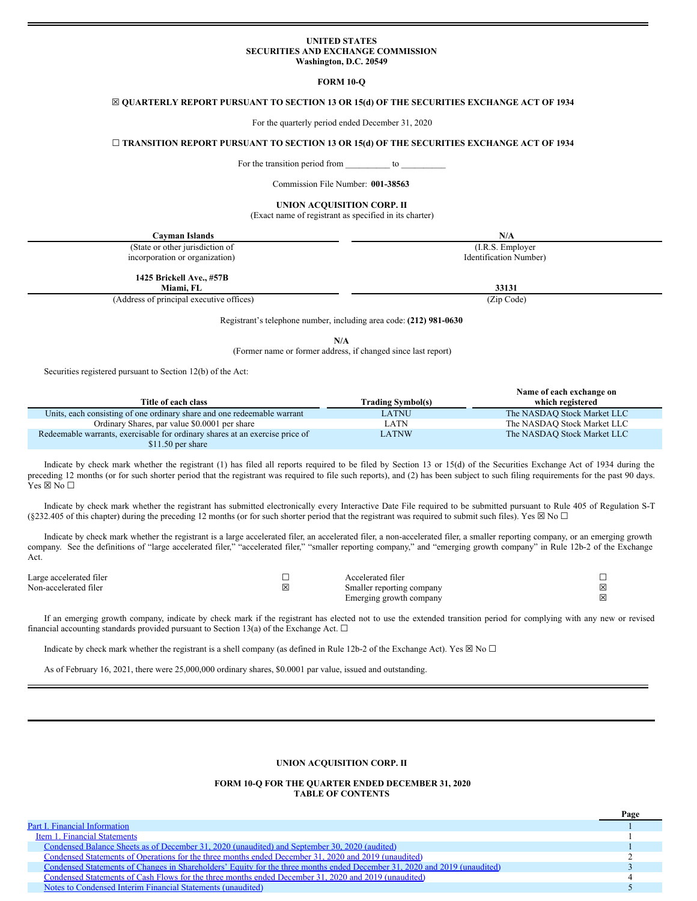**UNITED STATES**
**SECURITIES AND EXCHANGE COMMISSION**
**Washington, D.C. 20549**

**FORM 10-Q**

☒ **QUARTERLY REPORT PURSUANT TO SECTION 13 OR 15(d) OF THE SECURITIES EXCHANGE ACT OF 1934**

For the quarterly period ended December 31, 2020

☐ **TRANSITION REPORT PURSUANT TO SECTION 13 OR 15(d) OF THE SECURITIES EXCHANGE ACT OF 1934**

For the transition period from __________ to __________

Commission File Number: **001-38563**

**UNION ACQUISITION CORP. II**
(Exact name of registrant as specified in its charter)

| **Cayman Islands** | **N/A** |
|---|---|
| (State or other jurisdiction of incorporation or organization) | (I.R.S. Employer Identification Number) |
| **1425 Brickell Ave., #57B Miami, FL** | **33131** |
| (Address of principal executive offices) | (Zip Code) |

Registrant's telephone number, including area code: **(212) 981-0630**

**N/A**
(Former name or former address, if changed since last report)

Securities registered pursuant to Section 12(b) of the Act:

| Title of each class | Trading Symbol(s) | Name of each exchange on which registered |
|---|---|---|
| Units, each consisting of one ordinary share and one redeemable warrant | LATNU | The NASDAQ Stock Market LLC |
| Ordinary Shares, par value $0.0001 per share | LATN | The NASDAQ Stock Market LLC |
| Redeemable warrants, exercisable for ordinary shares at an exercise price of $11.50 per share | LATNW | The NASDAQ Stock Market LLC |

Indicate by check mark whether the registrant (1) has filed all reports required to be filed by Section 13 or 15(d) of the Securities Exchange Act of 1934 during the preceding 12 months (or for such shorter period that the registrant was required to file such reports), and (2) has been subject to such filing requirements for the past 90 days. Yes ☒ No ☐

Indicate by check mark whether the registrant has submitted electronically every Interactive Date File required to be submitted pursuant to Rule 405 of Regulation S-T (§232.405 of this chapter) during the preceding 12 months (or for such shorter period that the registrant was required to submit such files). Yes ☒ No ☐

Indicate by check mark whether the registrant is a large accelerated filer, an accelerated filer, a non-accelerated filer, a smaller reporting company, or an emerging growth company. See the definitions of "large accelerated filer," "accelerated filer," "smaller reporting company," and "emerging growth company" in Rule 12b-2 of the Exchange Act.

| | | | |
|---|---|---|---|
| Large accelerated filer | ☐ | Accelerated filer | ☐ |
| Non-accelerated filer | ☒ | Smaller reporting company | ☒ |
| | | Emerging growth company | ☒ |

If an emerging growth company, indicate by check mark if the registrant has elected not to use the extended transition period for complying with any new or revised financial accounting standards provided pursuant to Section 13(a) of the Exchange Act. ☐

Indicate by check mark whether the registrant is a shell company (as defined in Rule 12b-2 of the Exchange Act). Yes ☒ No ☐

As of February 16, 2021, there were 25,000,000 ordinary shares, $0.0001 par value, issued and outstanding.

**UNION ACQUISITION CORP. II**

**FORM 10-Q FOR THE QUARTER ENDED DECEMBER 31, 2020**
**TABLE OF CONTENTS**

| | Page |
|---|---|
| Part I. Financial Information | 1 |
| Item 1. Financial Statements | 1 |
| Condensed Balance Sheets as of December 31, 2020 (unaudited) and September 30, 2020 (audited) | 1 |
| Condensed Statements of Operations for the three months ended December 31, 2020 and 2019 (unaudited) | 2 |
| Condensed Statements of Changes in Shareholders' Equity for the three months ended December 31, 2020 and 2019 (unaudited) | 3 |
| Condensed Statements of Cash Flows for the three months ended December 31, 2020 and 2019 (unaudited) | 4 |
| Notes to Condensed Interim Financial Statements (unaudited) | 5 |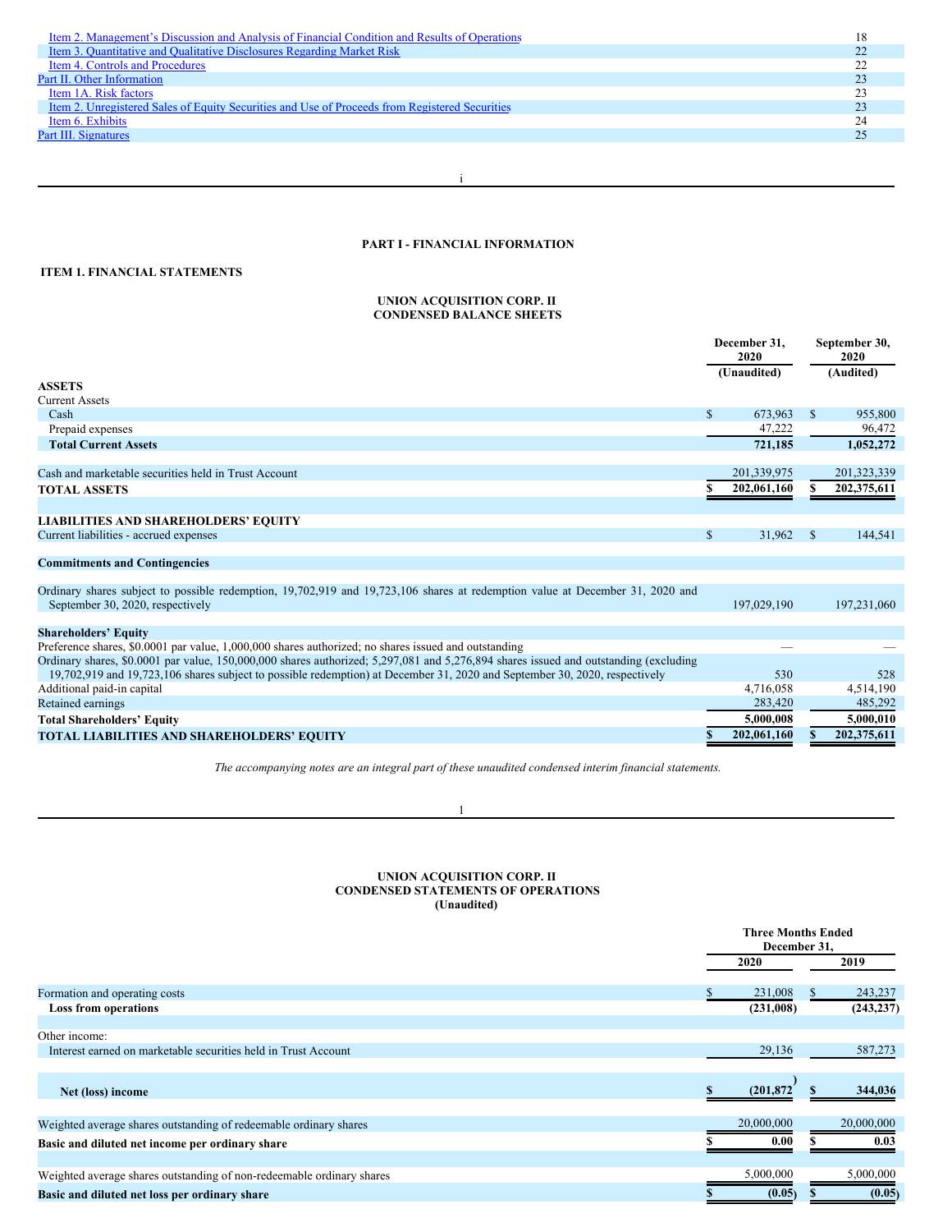| | |
|---|---|
| Item 2. Management's Discussion and Analysis of Financial Condition and Results of Operations | 18 |
| Item 3. Quantitative and Qualitative Disclosures Regarding Market Risk | 22 |
| Item 4. Controls and Procedures | 22 |
| Part II. Other Information | 23 |
| Item 1A. Risk factors | 23 |
| Item 2. Unregistered Sales of Equity Securities and Use of Proceeds from Registered Securities | 23 |
| Item 6. Exhibits | 24 |
| Part III. Signatures | 25 |

## PART I - FINANCIAL INFORMATION

### ITEM 1. FINANCIAL STATEMENTS

### UNION ACQUISITION CORP. II
### CONDENSED BALANCE SHEETS

| | December 31, 2020 (Unaudited) | September 30, 2020 (Audited) |
|---|---|---|
| **ASSETS** | | |
| Current Assets | | |
| Cash | $ 673,963 | $ 955,800 |
| Prepaid expenses | 47,222 | 96,472 |
| **Total Current Assets** | **721,185** | **1,052,272** |
| | | |
| Cash and marketable securities held in Trust Account | 201,339,975 | 201,323,339 |
| **TOTAL ASSETS** | **$ 202,061,160** | **$ 202,375,611** |
| | | |
| **LIABILITIES AND SHAREHOLDERS' EQUITY** | | |
| Current liabilities - accrued expenses | $ 31,962 | $ 144,541 |
| | | |
| **Commitments and Contingencies** | | |
| | | |
| Ordinary shares subject to possible redemption, 19,702,919 and 19,723,106 shares at redemption value at December 31, 2020 and September 30, 2020, respectively | 197,029,190 | 197,231,060 |
| | | |
| **Shareholders' Equity** | | |
| Preference shares, $0.0001 par value, 1,000,000 shares authorized; no shares issued and outstanding | — | — |
| Ordinary shares, $0.0001 par value, 150,000,000 shares authorized; 5,297,081 and 5,276,894 shares issued and outstanding (excluding 19,702,919 and 19,723,106 shares subject to possible redemption) at December 31, 2020 and September 30, 2020, respectively | 530 | 528 |
| Additional paid-in capital | 4,716,058 | 4,514,190 |
| Retained earnings | 283,420 | 485,292 |
| **Total Shareholders' Equity** | **5,000,008** | **5,000,010** |
| **TOTAL LIABILITIES AND SHAREHOLDERS' EQUITY** | **$ 202,061,160** | **$ 202,375,611** |

*The accompanying notes are an integral part of these unaudited condensed interim financial statements.*

### UNION ACQUISITION CORP. II
### CONDENSED STATEMENTS OF OPERATIONS
### (Unaudited)

| | Three Months Ended December 31, 2020 | Three Months Ended December 31, 2019 |
|---|---|---|
| Formation and operating costs | $ 231,008 | $ 243,237 |
| **Loss from operations** | **(231,008)** | **(243,237)** |
| | | |
| Other income: | | |
| Interest earned on marketable securities held in Trust Account | 29,136 | 587,273 |
| | | |
| **Net (loss) income** | **$ (201,872)** | **$ 344,036** |
| | | |
| Weighted average shares outstanding of redeemable ordinary shares | 20,000,000 | 20,000,000 |
| **Basic and diluted net income per ordinary share** | **$ 0.00** | **$ 0.03** |
| | | |
| Weighted average shares outstanding of non-redeemable ordinary shares | 5,000,000 | 5,000,000 |
| **Basic and diluted net loss per ordinary share** | **$ (0.05)** | **$ (0.05)** |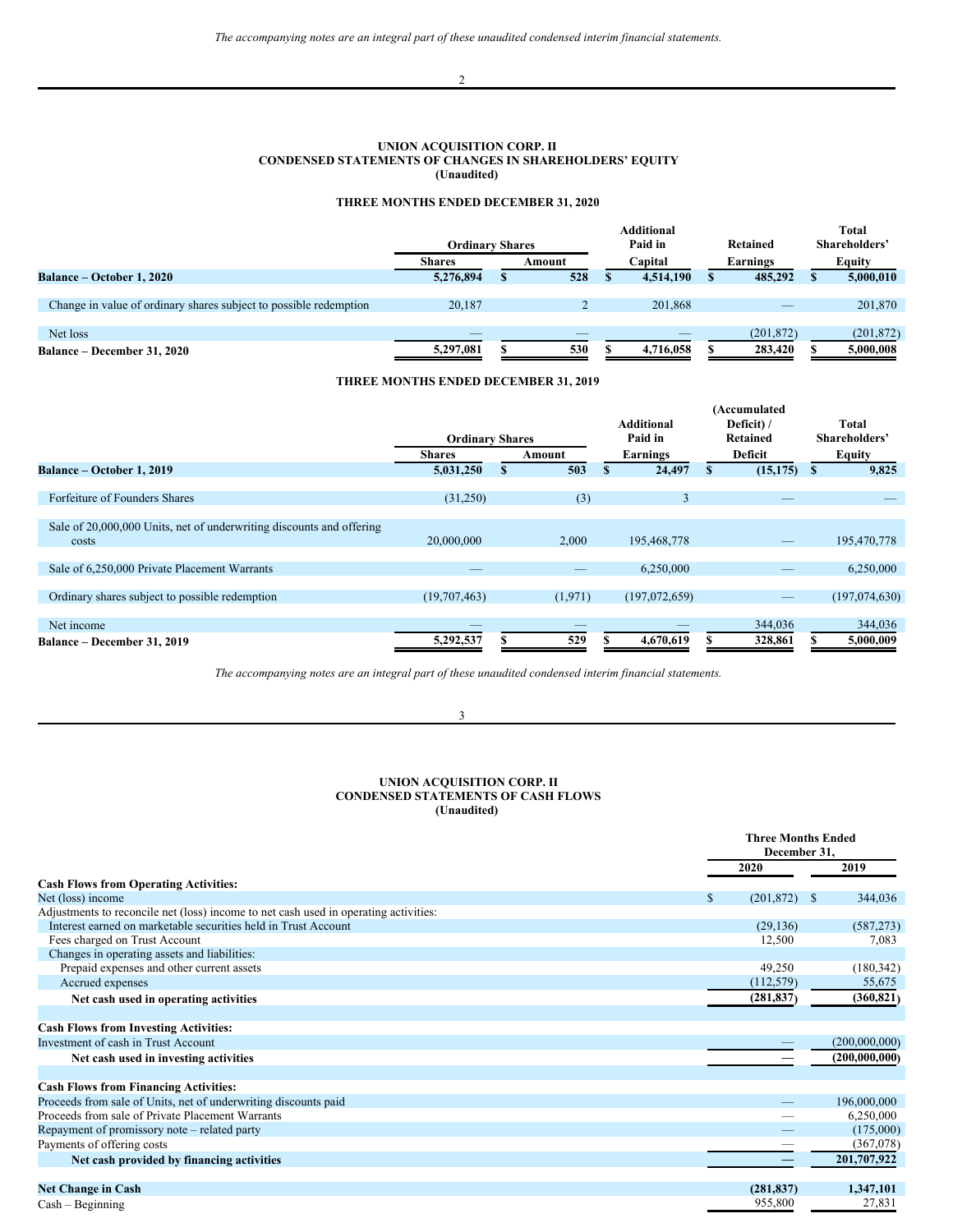*The accompanying notes are an integral part of these unaudited condensed interim financial statements.*

**UNION ACQUISITION CORP. II**
**CONDENSED STATEMENTS OF CHANGES IN SHAREHOLDERS' EQUITY**
**(Unaudited)**

**THREE MONTHS ENDED DECEMBER 31, 2020**

| | Ordinary Shares | | Additional Paid in | Retained | Total Shareholders' |
|---|---|---|---|---|---|
| | Shares | Amount | Capital | Earnings | Equity |
| **Balance – October 1, 2020** | 5,276,894 | $ 528 | $ 4,514,190 | $ 485,292 | $ 5,000,010 |
| Change in value of ordinary shares subject to possible redemption | 20,187 | 2 | 201,868 | — | 201,870 |
| Net loss | — | — | — | (201,872) | (201,872) |
| **Balance – December 31, 2020** | 5,297,081 | $ 530 | $ 4,716,058 | $ 283,420 | $ 5,000,008 |

**THREE MONTHS ENDED DECEMBER 31, 2019**

| | Ordinary Shares | | Additional Paid in | (Accumulated Deficit) / Retained | Total Shareholders' |
|---|---|---|---|---|---|
| | Shares | Amount | Earnings | Deficit | Equity |
| **Balance – October 1, 2019** | 5,031,250 | $ 503 | $ 24,497 | $ (15,175) | $ 9,825 |
| Forfeiture of Founders Shares | (31,250) | (3) | 3 | — | — |
| Sale of 20,000,000 Units, net of underwriting discounts and offering costs | 20,000,000 | 2,000 | 195,468,778 | — | 195,470,778 |
| Sale of 6,250,000 Private Placement Warrants | — | — | 6,250,000 | — | 6,250,000 |
| Ordinary shares subject to possible redemption | (19,707,463) | (1,971) | (197,072,659) | — | (197,074,630) |
| Net income | — | — | — | 344,036 | 344,036 |
| **Balance – December 31, 2019** | 5,292,537 | $ 529 | $ 4,670,619 | $ 328,861 | $ 5,000,009 |

*The accompanying notes are an integral part of these unaudited condensed interim financial statements.*

**UNION ACQUISITION CORP. II**
**CONDENSED STATEMENTS OF CASH FLOWS**
**(Unaudited)**

| | Three Months Ended December 31, | |
|---|---|---|
| | 2020 | 2019 |
| **Cash Flows from Operating Activities:** | | |
| Net (loss) income | $ (201,872) | $ 344,036 |
| Adjustments to reconcile net (loss) income to net cash used in operating activities: | | |
| Interest earned on marketable securities held in Trust Account | (29,136) | (587,273) |
| Fees charged on Trust Account | 12,500 | 7,083 |
| Changes in operating assets and liabilities: | | |
| Prepaid expenses and other current assets | 49,250 | (180,342) |
| Accrued expenses | (112,579) | 55,675 |
| **Net cash used in operating activities** | **(281,837)** | **(360,821)** |
| **Cash Flows from Investing Activities:** | | |
| Investment of cash in Trust Account | — | (200,000,000) |
| **Net cash used in investing activities** | **—** | **(200,000,000)** |
| **Cash Flows from Financing Activities:** | | |
| Proceeds from sale of Units, net of underwriting discounts paid | — | 196,000,000 |
| Proceeds from sale of Private Placement Warrants | — | 6,250,000 |
| Repayment of promissory note – related party | — | (175,000) |
| Payments of offering costs | — | (367,078) |
| **Net cash provided by financing activities** | **—** | **201,707,922** |
| **Net Change in Cash** | **(281,837)** | **1,347,101** |
| Cash – Beginning | 955,800 | 27,831 |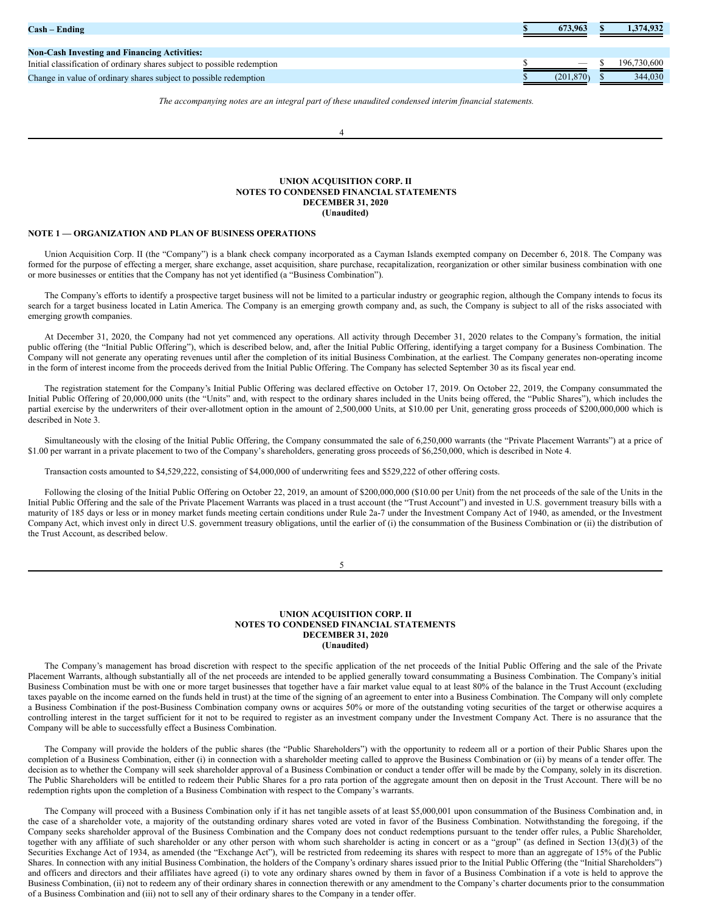| | | |
|---|---|---|
| **Cash – Ending** | **$ 673,963** | **$ 1,374,932** |
| | | |
| **Non-Cash Investing and Financing Activities:** | | |
| Initial classification of ordinary shares subject to possible redemption | $ — | $ 196,730,600 |
| Change in value of ordinary shares subject to possible redemption | $ (201,870) | $ 344,030 |

*The accompanying notes are an integral part of these unaudited condensed interim financial statements.*

**UNION ACQUISITION CORP. II**
**NOTES TO CONDENSED FINANCIAL STATEMENTS**
**DECEMBER 31, 2020**
**(Unaudited)**

**NOTE 1 — ORGANIZATION AND PLAN OF BUSINESS OPERATIONS**

Union Acquisition Corp. II (the "Company") is a blank check company incorporated as a Cayman Islands exempted company on December 6, 2018. The Company was formed for the purpose of effecting a merger, share exchange, asset acquisition, share purchase, recapitalization, reorganization or other similar business combination with one or more businesses or entities that the Company has not yet identified (a "Business Combination").

The Company's efforts to identify a prospective target business will not be limited to a particular industry or geographic region, although the Company intends to focus its search for a target business located in Latin America. The Company is an emerging growth company and, as such, the Company is subject to all of the risks associated with emerging growth companies.

At December 31, 2020, the Company had not yet commenced any operations. All activity through December 31, 2020 relates to the Company's formation, the initial public offering (the "Initial Public Offering"), which is described below, and, after the Initial Public Offering, identifying a target company for a Business Combination. The Company will not generate any operating revenues until after the completion of its initial Business Combination, at the earliest. The Company generates non-operating income in the form of interest income from the proceeds derived from the Initial Public Offering. The Company has selected September 30 as its fiscal year end.

The registration statement for the Company's Initial Public Offering was declared effective on October 17, 2019. On October 22, 2019, the Company consummated the Initial Public Offering of 20,000,000 units (the "Units" and, with respect to the ordinary shares included in the Units being offered, the "Public Shares"), which includes the partial exercise by the underwriters of their over-allotment option in the amount of 2,500,000 Units, at $10.00 per Unit, generating gross proceeds of $200,000,000 which is described in Note 3.

Simultaneously with the closing of the Initial Public Offering, the Company consummated the sale of 6,250,000 warrants (the "Private Placement Warrants") at a price of $1.00 per warrant in a private placement to two of the Company's shareholders, generating gross proceeds of $6,250,000, which is described in Note 4.

Transaction costs amounted to $4,529,222, consisting of $4,000,000 of underwriting fees and $529,222 of other offering costs.

Following the closing of the Initial Public Offering on October 22, 2019, an amount of $200,000,000 ($10.00 per Unit) from the net proceeds of the sale of the Units in the Initial Public Offering and the sale of the Private Placement Warrants was placed in a trust account (the "Trust Account") and invested in U.S. government treasury bills with a maturity of 185 days or less or in money market funds meeting certain conditions under Rule 2a-7 under the Investment Company Act of 1940, as amended, or the Investment Company Act, which invest only in direct U.S. government treasury obligations, until the earlier of (i) the consummation of the Business Combination or (ii) the distribution of the Trust Account, as described below.

The Company's management has broad discretion with respect to the specific application of the net proceeds of the Initial Public Offering and the sale of the Private Placement Warrants, although substantially all of the net proceeds are intended to be applied generally toward consummating a Business Combination. The Company's initial Business Combination must be with one or more target businesses that together have a fair market value equal to at least 80% of the balance in the Trust Account (excluding taxes payable on the income earned on the funds held in trust) at the time of the signing of an agreement to enter into a Business Combination. The Company will only complete a Business Combination if the post-Business Combination company owns or acquires 50% or more of the outstanding voting securities of the target or otherwise acquires a controlling interest in the target sufficient for it not to be required to register as an investment company under the Investment Company Act. There is no assurance that the Company will be able to successfully effect a Business Combination.

The Company will provide the holders of the public shares (the "Public Shareholders") with the opportunity to redeem all or a portion of their Public Shares upon the completion of a Business Combination, either (i) in connection with a shareholder meeting called to approve the Business Combination or (ii) by means of a tender offer. The decision as to whether the Company will seek shareholder approval of a Business Combination or conduct a tender offer will be made by the Company, solely in its discretion. The Public Shareholders will be entitled to redeem their Public Shares for a pro rata portion of the aggregate amount then on deposit in the Trust Account. There will be no redemption rights upon the completion of a Business Combination with respect to the Company's warrants.

The Company will proceed with a Business Combination only if it has net tangible assets of at least $5,000,001 upon consummation of the Business Combination and, in the case of a shareholder vote, a majority of the outstanding ordinary shares voted are voted in favor of the Business Combination. Notwithstanding the foregoing, if the Company seeks shareholder approval of the Business Combination and the Company does not conduct redemptions pursuant to the tender offer rules, a Public Shareholder, together with any affiliate of such shareholder or any other person with whom such shareholder is acting in concert or as a "group" (as defined in Section 13(d)(3) of the Securities Exchange Act of 1934, as amended (the "Exchange Act"), will be restricted from redeeming its shares with respect to more than an aggregate of 15% of the Public Shares. In connection with any initial Business Combination, the holders of the Company's ordinary shares issued prior to the Initial Public Offering (the "Initial Shareholders") and officers and directors and their affiliates have agreed (i) to vote any ordinary shares owned by them in favor of a Business Combination if a vote is held to approve the Business Combination, (ii) not to redeem any of their ordinary shares in connection therewith or any amendment to the Company's charter documents prior to the consummation of a Business Combination and (iii) not to sell any of their ordinary shares to the Company in a tender offer.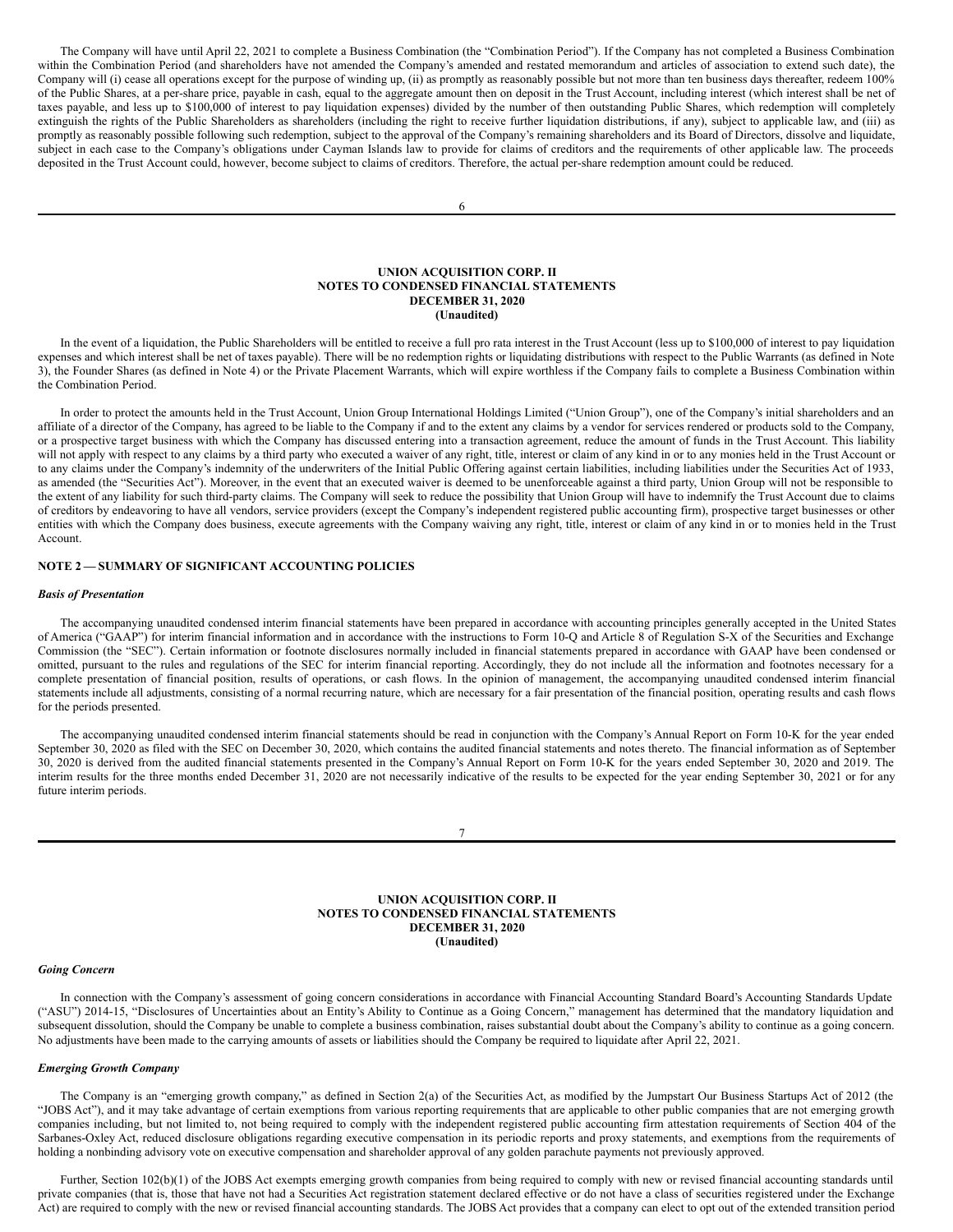The Company will have until April 22, 2021 to complete a Business Combination (the "Combination Period"). If the Company has not completed a Business Combination within the Combination Period (and shareholders have not amended the Company's amended and restated memorandum and articles of association to extend such date), the Company will (i) cease all operations except for the purpose of winding up, (ii) as promptly as reasonably possible but not more than ten business days thereafter, redeem 100% of the Public Shares, at a per-share price, payable in cash, equal to the aggregate amount then on deposit in the Trust Account, including interest (which interest shall be net of taxes payable, and less up to $100,000 of interest to pay liquidation expenses) divided by the number of then outstanding Public Shares, which redemption will completely extinguish the rights of the Public Shareholders as shareholders (including the right to receive further liquidation distributions, if any), subject to applicable law, and (iii) as promptly as reasonably possible following such redemption, subject to the approval of the Company's remaining shareholders and its Board of Directors, dissolve and liquidate, subject in each case to the Company's obligations under Cayman Islands law to provide for claims of creditors and the requirements of other applicable law. The proceeds deposited in the Trust Account could, however, become subject to claims of creditors. Therefore, the actual per-share redemption amount could be reduced.

**UNION ACQUISITION CORP. II**
**NOTES TO CONDENSED FINANCIAL STATEMENTS**
**DECEMBER 31, 2020**
**(Unaudited)**

In the event of a liquidation, the Public Shareholders will be entitled to receive a full pro rata interest in the Trust Account (less up to $100,000 of interest to pay liquidation expenses and which interest shall be net of taxes payable). There will be no redemption rights or liquidating distributions with respect to the Public Warrants (as defined in Note 3), the Founder Shares (as defined in Note 4) or the Private Placement Warrants, which will expire worthless if the Company fails to complete a Business Combination within the Combination Period.

In order to protect the amounts held in the Trust Account, Union Group International Holdings Limited ("Union Group"), one of the Company's initial shareholders and an affiliate of a director of the Company, has agreed to be liable to the Company if and to the extent any claims by a vendor for services rendered or products sold to the Company, or a prospective target business with which the Company has discussed entering into a transaction agreement, reduce the amount of funds in the Trust Account. This liability will not apply with respect to any claims by a third party who executed a waiver of any right, title, interest or claim of any kind in or to any monies held in the Trust Account or to any claims under the Company's indemnity of the underwriters of the Initial Public Offering against certain liabilities, including liabilities under the Securities Act of 1933, as amended (the "Securities Act"). Moreover, in the event that an executed waiver is deemed to be unenforceable against a third party, Union Group will not be responsible to the extent of any liability for such third-party claims. The Company will seek to reduce the possibility that Union Group will have to indemnify the Trust Account due to claims of creditors by endeavoring to have all vendors, service providers (except the Company's independent registered public accounting firm), prospective target businesses or other entities with which the Company does business, execute agreements with the Company waiving any right, title, interest or claim of any kind in or to monies held in the Trust Account.

## NOTE 2 — SUMMARY OF SIGNIFICANT ACCOUNTING POLICIES

***Basis of Presentation***

The accompanying unaudited condensed interim financial statements have been prepared in accordance with accounting principles generally accepted in the United States of America ("GAAP") for interim financial information and in accordance with the instructions to Form 10-Q and Article 8 of Regulation S-X of the Securities and Exchange Commission (the "SEC"). Certain information or footnote disclosures normally included in financial statements prepared in accordance with GAAP have been condensed or omitted, pursuant to the rules and regulations of the SEC for interim financial reporting. Accordingly, they do not include all the information and footnotes necessary for a complete presentation of financial position, results of operations, or cash flows. In the opinion of management, the accompanying unaudited condensed interim financial statements include all adjustments, consisting of a normal recurring nature, which are necessary for a fair presentation of the financial position, operating results and cash flows for the periods presented.

The accompanying unaudited condensed interim financial statements should be read in conjunction with the Company's Annual Report on Form 10-K for the year ended September 30, 2020 as filed with the SEC on December 30, 2020, which contains the audited financial statements and notes thereto. The financial information as of September 30, 2020 is derived from the audited financial statements presented in the Company's Annual Report on Form 10-K for the years ended September 30, 2020 and 2019. The interim results for the three months ended December 31, 2020 are not necessarily indicative of the results to be expected for the year ending September 30, 2021 or for any future interim periods.

**UNION ACQUISITION CORP. II**
**NOTES TO CONDENSED FINANCIAL STATEMENTS**
**DECEMBER 31, 2020**
**(Unaudited)**

***Going Concern***

In connection with the Company's assessment of going concern considerations in accordance with Financial Accounting Standard Board's Accounting Standards Update ("ASU") 2014-15, "Disclosures of Uncertainties about an Entity's Ability to Continue as a Going Concern," management has determined that the mandatory liquidation and subsequent dissolution, should the Company be unable to complete a business combination, raises substantial doubt about the Company's ability to continue as a going concern. No adjustments have been made to the carrying amounts of assets or liabilities should the Company be required to liquidate after April 22, 2021.

***Emerging Growth Company***

The Company is an "emerging growth company," as defined in Section 2(a) of the Securities Act, as modified by the Jumpstart Our Business Startups Act of 2012 (the "JOBS Act"), and it may take advantage of certain exemptions from various reporting requirements that are applicable to other public companies that are not emerging growth companies including, but not limited to, not being required to comply with the independent registered public accounting firm attestation requirements of Section 404 of the Sarbanes-Oxley Act, reduced disclosure obligations regarding executive compensation in its periodic reports and proxy statements, and exemptions from the requirements of holding a nonbinding advisory vote on executive compensation and shareholder approval of any golden parachute payments not previously approved.

Further, Section 102(b)(1) of the JOBS Act exempts emerging growth companies from being required to comply with new or revised financial accounting standards until private companies (that is, those that have not had a Securities Act registration statement declared effective or do not have a class of securities registered under the Exchange Act) are required to comply with the new or revised financial accounting standards. The JOBS Act provides that a company can elect to opt out of the extended transition period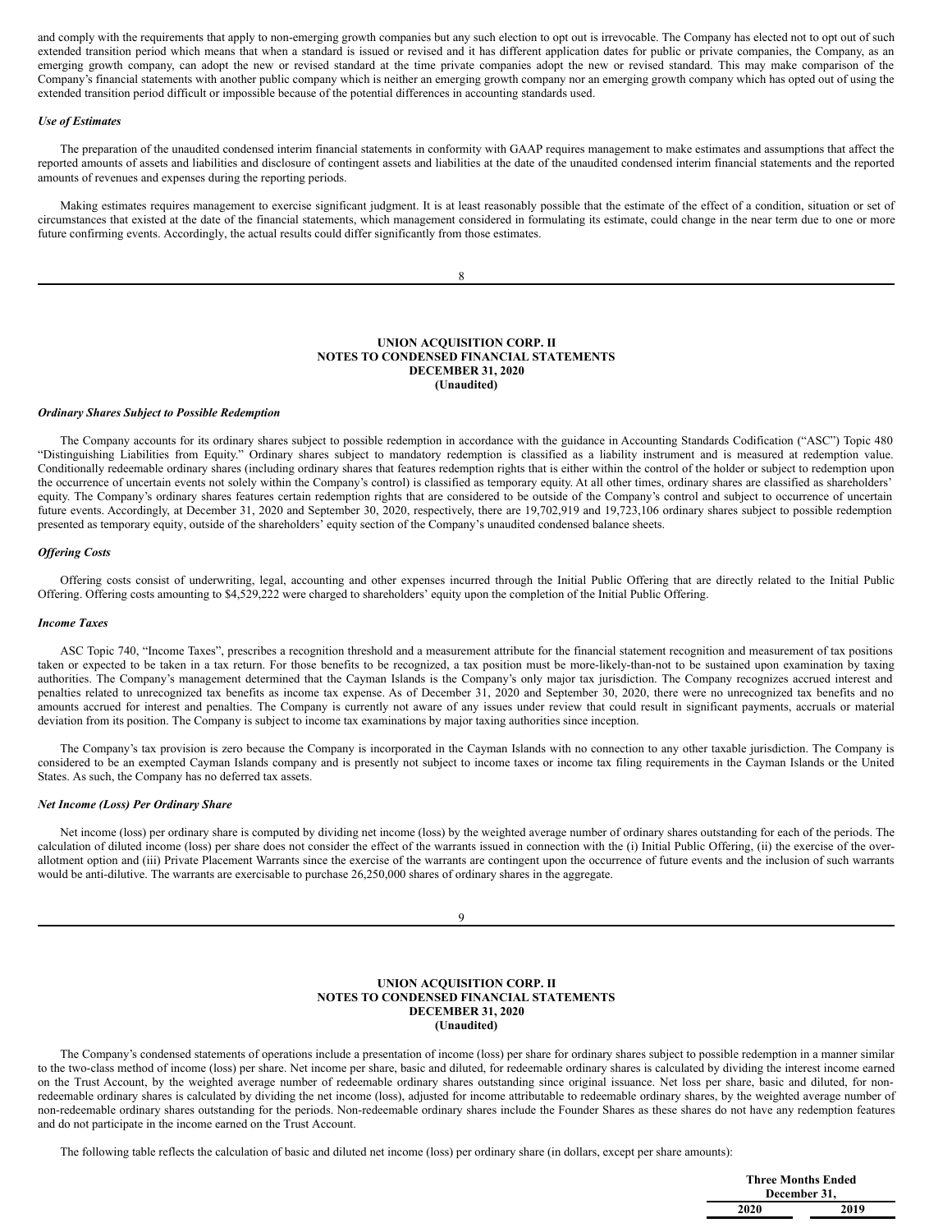and comply with the requirements that apply to non-emerging growth companies but any such election to opt out is irrevocable. The Company has elected not to opt out of such extended transition period which means that when a standard is issued or revised and it has different application dates for public or private companies, the Company, as an emerging growth company, can adopt the new or revised standard at the time private companies adopt the new or revised standard. This may make comparison of the Company's financial statements with another public company which is neither an emerging growth company nor an emerging growth company which has opted out of using the extended transition period difficult or impossible because of the potential differences in accounting standards used.

### *Use of Estimates*

The preparation of the unaudited condensed interim financial statements in conformity with GAAP requires management to make estimates and assumptions that affect the reported amounts of assets and liabilities and disclosure of contingent assets and liabilities at the date of the unaudited condensed interim financial statements and the reported amounts of revenues and expenses during the reporting periods.

Making estimates requires management to exercise significant judgment. It is at least reasonably possible that the estimate of the effect of a condition, situation or set of circumstances that existed at the date of the financial statements, which management considered in formulating its estimate, could change in the near term due to one or more future confirming events. Accordingly, the actual results could differ significantly from those estimates.

### *Ordinary Shares Subject to Possible Redemption*

The Company accounts for its ordinary shares subject to possible redemption in accordance with the guidance in Accounting Standards Codification ("ASC") Topic 480 "Distinguishing Liabilities from Equity." Ordinary shares subject to mandatory redemption is classified as a liability instrument and is measured at redemption value. Conditionally redeemable ordinary shares (including ordinary shares that features redemption rights that is either within the control of the holder or subject to redemption upon the occurrence of uncertain events not solely within the Company's control) is classified as temporary equity. At all other times, ordinary shares are classified as shareholders' equity. The Company's ordinary shares features certain redemption rights that are considered to be outside of the Company's control and subject to occurrence of uncertain future events. Accordingly, at December 31, 2020 and September 30, 2020, respectively, there are 19,702,919 and 19,723,106 ordinary shares subject to possible redemption presented as temporary equity, outside of the shareholders' equity section of the Company's unaudited condensed balance sheets.

### *Offering Costs*

Offering costs consist of underwriting, legal, accounting and other expenses incurred through the Initial Public Offering that are directly related to the Initial Public Offering. Offering costs amounting to $4,529,222 were charged to shareholders' equity upon the completion of the Initial Public Offering.

### *Income Taxes*

ASC Topic 740, "Income Taxes", prescribes a recognition threshold and a measurement attribute for the financial statement recognition and measurement of tax positions taken or expected to be taken in a tax return. For those benefits to be recognized, a tax position must be more-likely-than-not to be sustained upon examination by taxing authorities. The Company's management determined that the Cayman Islands is the Company's only major tax jurisdiction. The Company recognizes accrued interest and penalties related to unrecognized tax benefits as income tax expense. As of December 31, 2020 and September 30, 2020, there were no unrecognized tax benefits and no amounts accrued for interest and penalties. The Company is currently not aware of any issues under review that could result in significant payments, accruals or material deviation from its position. The Company is subject to income tax examinations by major taxing authorities since inception.

The Company's tax provision is zero because the Company is incorporated in the Cayman Islands with no connection to any other taxable jurisdiction. The Company is considered to be an exempted Cayman Islands company and is presently not subject to income taxes or income tax filing requirements in the Cayman Islands or the United States. As such, the Company has no deferred tax assets.

### *Net Income (Loss) Per Ordinary Share*

Net income (loss) per ordinary share is computed by dividing net income (loss) by the weighted average number of ordinary shares outstanding for each of the periods. The calculation of diluted income (loss) per share does not consider the effect of the warrants issued in connection with the (i) Initial Public Offering, (ii) the exercise of the over-allotment option and (iii) Private Placement Warrants since the exercise of the warrants are contingent upon the occurrence of future events and the inclusion of such warrants would be anti-dilutive. The warrants are exercisable to purchase 26,250,000 shares of ordinary shares in the aggregate.

The Company's condensed statements of operations include a presentation of income (loss) per share for ordinary shares subject to possible redemption in a manner similar to the two-class method of income (loss) per share. Net income per share, basic and diluted, for redeemable ordinary shares is calculated by dividing the interest income earned on the Trust Account, by the weighted average number of redeemable ordinary shares outstanding since original issuance. Net loss per share, basic and diluted, for non-redeemable ordinary shares is calculated by dividing the net income (loss), adjusted for income attributable to redeemable ordinary shares, by the weighted average number of non-redeemable ordinary shares outstanding for the periods. Non-redeemable ordinary shares include the Founder Shares as these shares do not have any redemption features and do not participate in the income earned on the Trust Account.

The following table reflects the calculation of basic and diluted net income (loss) per ordinary share (in dollars, except per share amounts):

| | Three Months Ended December 31, | |
|---|---|---|
| | 2020 | 2019 |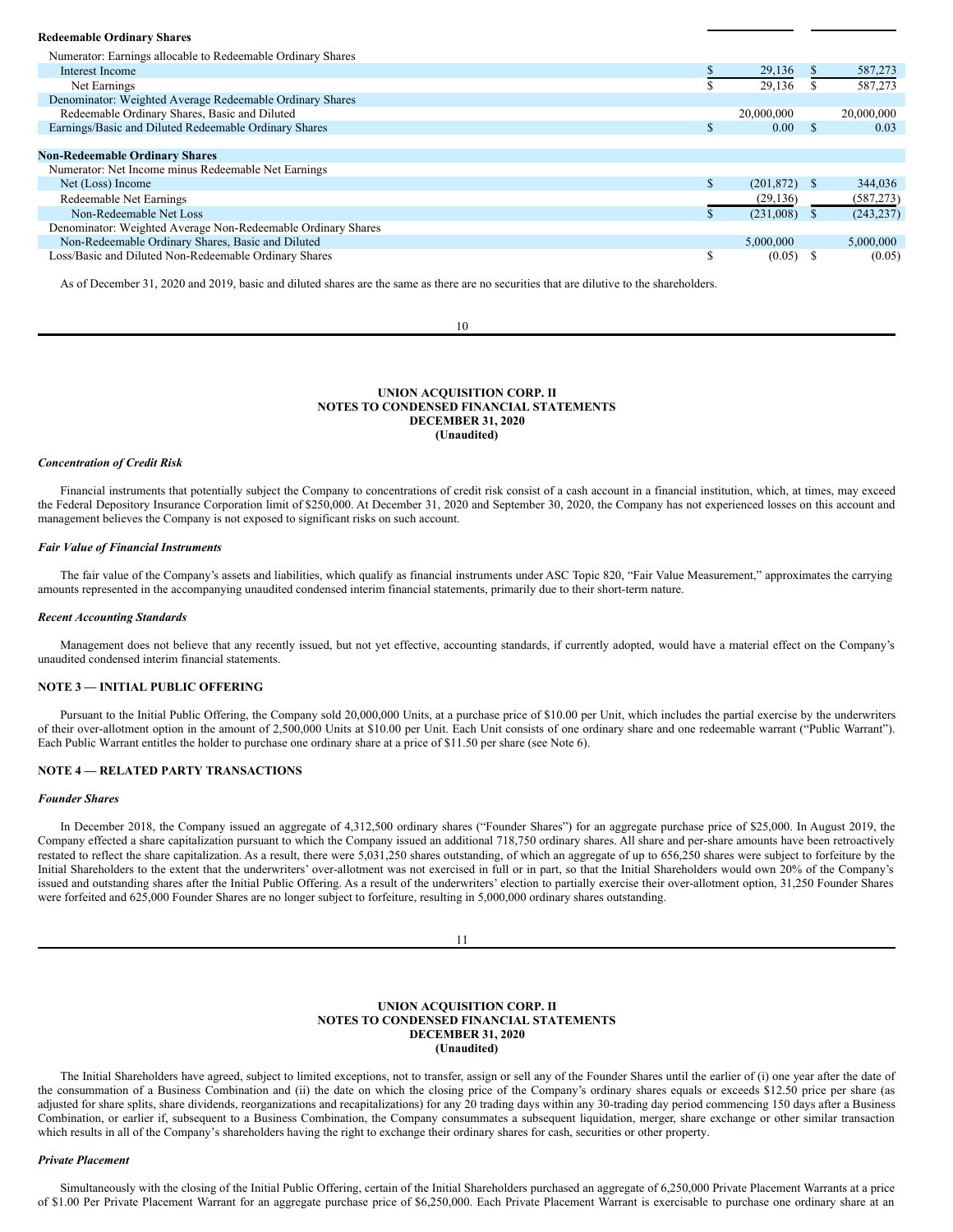| | | |
|---|---|---|
| **Redeemable Ordinary Shares** | | |
| Numerator: Earnings allocable to Redeemable Ordinary Shares | | |
| Interest Income | $ 29,136 | $ 587,273 |
| Net Earnings | $ 29,136 | $ 587,273 |
| Denominator: Weighted Average Redeemable Ordinary Shares | | |
| Redeemable Ordinary Shares, Basic and Diluted | 20,000,000 | 20,000,000 |
| Earnings/Basic and Diluted Redeemable Ordinary Shares | $ 0.00 | $ 0.03 |
| | | |
| **Non-Redeemable Ordinary Shares** | | |
| Numerator: Net Income minus Redeemable Net Earnings | | |
| Net (Loss) Income | $ (201,872) | $ 344,036 |
| Redeemable Net Earnings | (29,136) | (587,273) |
| Non-Redeemable Net Loss | $ (231,008) | $ (243,237) |
| Denominator: Weighted Average Non-Redeemable Ordinary Shares | | |
| Non-Redeemable Ordinary Shares, Basic and Diluted | 5,000,000 | 5,000,000 |
| Loss/Basic and Diluted Non-Redeemable Ordinary Shares | $ (0.05) | $ (0.05) |

As of December 31, 2020 and 2019, basic and diluted shares are the same as there are no securities that are dilutive to the shareholders.

***Concentration of Credit Risk***

Financial instruments that potentially subject the Company to concentrations of credit risk consist of a cash account in a financial institution, which, at times, may exceed the Federal Depository Insurance Corporation limit of $250,000. At December 31, 2020 and September 30, 2020, the Company has not experienced losses on this account and management believes the Company is not exposed to significant risks on such account.

***Fair Value of Financial Instruments***

The fair value of the Company's assets and liabilities, which qualify as financial instruments under ASC Topic 820, "Fair Value Measurement," approximates the carrying amounts represented in the accompanying unaudited condensed interim financial statements, primarily due to their short-term nature.

***Recent Accounting Standards***

Management does not believe that any recently issued, but not yet effective, accounting standards, if currently adopted, would have a material effect on the Company's unaudited condensed interim financial statements.

## NOTE 3 — INITIAL PUBLIC OFFERING

Pursuant to the Initial Public Offering, the Company sold 20,000,000 Units, at a purchase price of $10.00 per Unit, which includes the partial exercise by the underwriters of their over-allotment option in the amount of 2,500,000 Units at $10.00 per Unit. Each Unit consists of one ordinary share and one redeemable warrant ("Public Warrant"). Each Public Warrant entitles the holder to purchase one ordinary share at a price of $11.50 per share (see Note 6).

## NOTE 4 — RELATED PARTY TRANSACTIONS

***Founder Shares***

In December 2018, the Company issued an aggregate of 4,312,500 ordinary shares ("Founder Shares") for an aggregate purchase price of $25,000. In August 2019, the Company effected a share capitalization pursuant to which the Company issued an additional 718,750 ordinary shares. All share and per-share amounts have been retroactively restated to reflect the share capitalization. As a result, there were 5,031,250 shares outstanding, of which an aggregate of up to 656,250 shares were subject to forfeiture by the Initial Shareholders to the extent that the underwriters' over-allotment was not exercised in full or in part, so that the Initial Shareholders would own 20% of the Company's issued and outstanding shares after the Initial Public Offering. As a result of the underwriters' election to partially exercise their over-allotment option, 31,250 Founder Shares were forfeited and 625,000 Founder Shares are no longer subject to forfeiture, resulting in 5,000,000 ordinary shares outstanding.

The Initial Shareholders have agreed, subject to limited exceptions, not to transfer, assign or sell any of the Founder Shares until the earlier of (i) one year after the date of the consummation of a Business Combination and (ii) the date on which the closing price of the Company's ordinary shares equals or exceeds $12.50 price per share (as adjusted for share splits, share dividends, reorganizations and recapitalizations) for any 20 trading days within any 30-trading day period commencing 150 days after a Business Combination, or earlier if, subsequent to a Business Combination, the Company consummates a subsequent liquidation, merger, share exchange or other similar transaction which results in all of the Company's shareholders having the right to exchange their ordinary shares for cash, securities or other property.

***Private Placement***

Simultaneously with the closing of the Initial Public Offering, certain of the Initial Shareholders purchased an aggregate of 6,250,000 Private Placement Warrants at a price of $1.00 Per Private Placement Warrant for an aggregate purchase price of $6,250,000. Each Private Placement Warrant is exercisable to purchase one ordinary share at an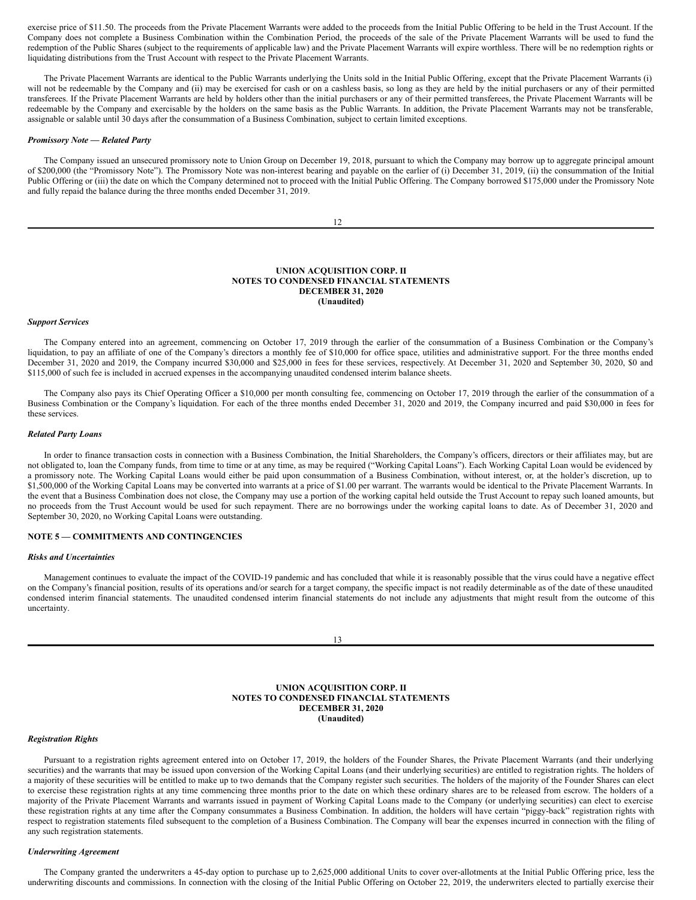exercise price of $11.50. The proceeds from the Private Placement Warrants were added to the proceeds from the Initial Public Offering to be held in the Trust Account. If the Company does not complete a Business Combination within the Combination Period, the proceeds of the sale of the Private Placement Warrants will be used to fund the redemption of the Public Shares (subject to the requirements of applicable law) and the Private Placement Warrants will expire worthless. There will be no redemption rights or liquidating distributions from the Trust Account with respect to the Private Placement Warrants.

The Private Placement Warrants are identical to the Public Warrants underlying the Units sold in the Initial Public Offering, except that the Private Placement Warrants (i) will not be redeemable by the Company and (ii) may be exercised for cash or on a cashless basis, so long as they are held by the initial purchasers or any of their permitted transferees. If the Private Placement Warrants are held by holders other than the initial purchasers or any of their permitted transferees, the Private Placement Warrants will be redeemable by the Company and exercisable by the holders on the same basis as the Public Warrants. In addition, the Private Placement Warrants may not be transferable, assignable or salable until 30 days after the consummation of a Business Combination, subject to certain limited exceptions.

***Promissory Note — Related Party***

The Company issued an unsecured promissory note to Union Group on December 19, 2018, pursuant to which the Company may borrow up to aggregate principal amount of $200,000 (the "Promissory Note"). The Promissory Note was non-interest bearing and payable on the earlier of (i) December 31, 2019, (ii) the consummation of the Initial Public Offering or (iii) the date on which the Company determined not to proceed with the Initial Public Offering. The Company borrowed $175,000 under the Promissory Note and fully repaid the balance during the three months ended December 31, 2019.

**UNION ACQUISITION CORP. II**
**NOTES TO CONDENSED FINANCIAL STATEMENTS**
**DECEMBER 31, 2020**
**(Unaudited)**

***Support Services***

The Company entered into an agreement, commencing on October 17, 2019 through the earlier of the consummation of a Business Combination or the Company's liquidation, to pay an affiliate of one of the Company's directors a monthly fee of $10,000 for office space, utilities and administrative support. For the three months ended December 31, 2020 and 2019, the Company incurred $30,000 and $25,000 in fees for these services, respectively. At December 31, 2020 and September 30, 2020, $0 and $115,000 of such fee is included in accrued expenses in the accompanying unaudited condensed interim balance sheets.

The Company also pays its Chief Operating Officer a $10,000 per month consulting fee, commencing on October 17, 2019 through the earlier of the consummation of a Business Combination or the Company's liquidation. For each of the three months ended December 31, 2020 and 2019, the Company incurred and paid $30,000 in fees for these services.

***Related Party Loans***

In order to finance transaction costs in connection with a Business Combination, the Initial Shareholders, the Company's officers, directors or their affiliates may, but are not obligated to, loan the Company funds, from time to time or at any time, as may be required ("Working Capital Loans"). Each Working Capital Loan would be evidenced by a promissory note. The Working Capital Loans would either be paid upon consummation of a Business Combination, without interest, or, at the holder's discretion, up to $1,500,000 of the Working Capital Loans may be converted into warrants at a price of $1.00 per warrant. The warrants would be identical to the Private Placement Warrants. In the event that a Business Combination does not close, the Company may use a portion of the working capital held outside the Trust Account to repay such loaned amounts, but no proceeds from the Trust Account would be used for such repayment. There are no borrowings under the working capital loans to date. As of December 31, 2020 and September 30, 2020, no Working Capital Loans were outstanding.

**NOTE 5 — COMMITMENTS AND CONTINGENCIES**

***Risks and Uncertainties***

Management continues to evaluate the impact of the COVID-19 pandemic and has concluded that while it is reasonably possible that the virus could have a negative effect on the Company's financial position, results of its operations and/or search for a target company, the specific impact is not readily determinable as of the date of these unaudited condensed interim financial statements. The unaudited condensed interim financial statements do not include any adjustments that might result from the outcome of this uncertainty.

**UNION ACQUISITION CORP. II**
**NOTES TO CONDENSED FINANCIAL STATEMENTS**
**DECEMBER 31, 2020**
**(Unaudited)**

***Registration Rights***

Pursuant to a registration rights agreement entered into on October 17, 2019, the holders of the Founder Shares, the Private Placement Warrants (and their underlying securities) and the warrants that may be issued upon conversion of the Working Capital Loans (and their underlying securities) are entitled to registration rights. The holders of a majority of these securities will be entitled to make up to two demands that the Company register such securities. The holders of the majority of the Founder Shares can elect to exercise these registration rights at any time commencing three months prior to the date on which these ordinary shares are to be released from escrow. The holders of a majority of the Private Placement Warrants and warrants issued in payment of Working Capital Loans made to the Company (or underlying securities) can elect to exercise these registration rights at any time after the Company consummates a Business Combination. In addition, the holders will have certain "piggy-back" registration rights with respect to registration statements filed subsequent to the completion of a Business Combination. The Company will bear the expenses incurred in connection with the filing of any such registration statements.

***Underwriting Agreement***

The Company granted the underwriters a 45-day option to purchase up to 2,625,000 additional Units to cover over-allotments at the Initial Public Offering price, less the underwriting discounts and commissions. In connection with the closing of the Initial Public Offering on October 22, 2019, the underwriters elected to partially exercise their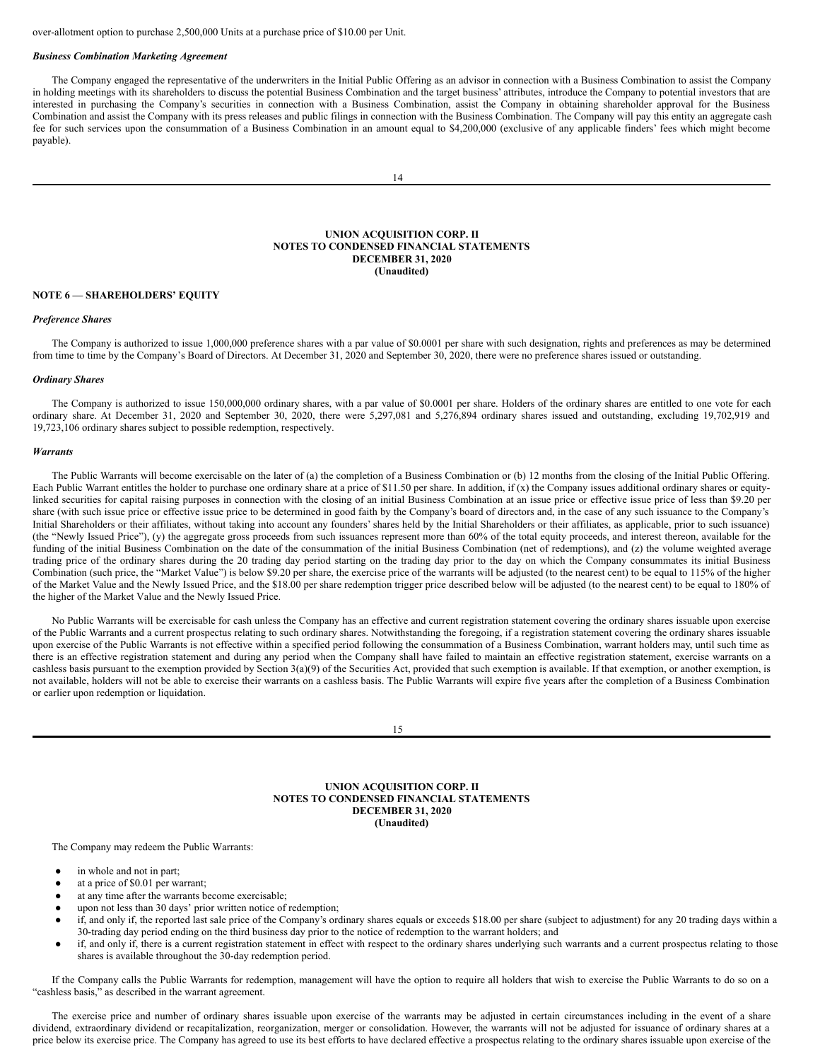over-allotment option to purchase 2,500,000 Units at a purchase price of $10.00 per Unit.

***Business Combination Marketing Agreement***

The Company engaged the representative of the underwriters in the Initial Public Offering as an advisor in connection with a Business Combination to assist the Company in holding meetings with its shareholders to discuss the potential Business Combination and the target business' attributes, introduce the Company to potential investors that are interested in purchasing the Company's securities in connection with a Business Combination, assist the Company in obtaining shareholder approval for the Business Combination and assist the Company with its press releases and public filings in connection with the Business Combination. The Company will pay this entity an aggregate cash fee for such services upon the consummation of a Business Combination in an amount equal to $4,200,000 (exclusive of any applicable finders' fees which might become payable).

**UNION ACQUISITION CORP. II**
**NOTES TO CONDENSED FINANCIAL STATEMENTS**
**DECEMBER 31, 2020**
**(Unaudited)**

**NOTE 6 — SHAREHOLDERS' EQUITY**

***Preference Shares***

The Company is authorized to issue 1,000,000 preference shares with a par value of $0.0001 per share with such designation, rights and preferences as may be determined from time to time by the Company's Board of Directors. At December 31, 2020 and September 30, 2020, there were no preference shares issued or outstanding.

***Ordinary Shares***

The Company is authorized to issue 150,000,000 ordinary shares, with a par value of $0.0001 per share. Holders of the ordinary shares are entitled to one vote for each ordinary share. At December 31, 2020 and September 30, 2020, there were 5,297,081 and 5,276,894 ordinary shares issued and outstanding, excluding 19,702,919 and 19,723,106 ordinary shares subject to possible redemption, respectively.

***Warrants***

The Public Warrants will become exercisable on the later of (a) the completion of a Business Combination or (b) 12 months from the closing of the Initial Public Offering. Each Public Warrant entitles the holder to purchase one ordinary share at a price of $11.50 per share. In addition, if (x) the Company issues additional ordinary shares or equity-linked securities for capital raising purposes in connection with the closing of an initial Business Combination at an issue price or effective issue price of less than $9.20 per share (with such issue price or effective issue price to be determined in good faith by the Company's board of directors and, in the case of any such issuance to the Company's Initial Shareholders or their affiliates, without taking into account any founders' shares held by the Initial Shareholders or their affiliates, as applicable, prior to such issuance) (the "Newly Issued Price"), (y) the aggregate gross proceeds from such issuances represent more than 60% of the total equity proceeds, and interest thereon, available for the funding of the initial Business Combination on the date of the consummation of the initial Business Combination (net of redemptions), and (z) the volume weighted average trading price of the ordinary shares during the 20 trading day period starting on the trading day prior to the day on which the Company consummates its initial Business Combination (such price, the "Market Value") is below $9.20 per share, the exercise price of the warrants will be adjusted (to the nearest cent) to be equal to 115% of the higher of the Market Value and the Newly Issued Price, and the $18.00 per share redemption trigger price described below will be adjusted (to the nearest cent) to be equal to 180% of the higher of the Market Value and the Newly Issued Price.

No Public Warrants will be exercisable for cash unless the Company has an effective and current registration statement covering the ordinary shares issuable upon exercise of the Public Warrants and a current prospectus relating to such ordinary shares. Notwithstanding the foregoing, if a registration statement covering the ordinary shares issuable upon exercise of the Public Warrants is not effective within a specified period following the consummation of a Business Combination, warrant holders may, until such time as there is an effective registration statement and during any period when the Company shall have failed to maintain an effective registration statement, exercise warrants on a cashless basis pursuant to the exemption provided by Section 3(a)(9) of the Securities Act, provided that such exemption is available. If that exemption, or another exemption, is not available, holders will not be able to exercise their warrants on a cashless basis. The Public Warrants will expire five years after the completion of a Business Combination or earlier upon redemption or liquidation.

**UNION ACQUISITION CORP. II**
**NOTES TO CONDENSED FINANCIAL STATEMENTS**
**DECEMBER 31, 2020**
**(Unaudited)**

The Company may redeem the Public Warrants:

- in whole and not in part;
- at a price of $0.01 per warrant;
- at any time after the warrants become exercisable;
- upon not less than 30 days' prior written notice of redemption;
- if, and only if, the reported last sale price of the Company's ordinary shares equals or exceeds $18.00 per share (subject to adjustment) for any 20 trading days within a 30-trading day period ending on the third business day prior to the notice of redemption to the warrant holders; and
- if, and only if, there is a current registration statement in effect with respect to the ordinary shares underlying such warrants and a current prospectus relating to those shares is available throughout the 30-day redemption period.

If the Company calls the Public Warrants for redemption, management will have the option to require all holders that wish to exercise the Public Warrants to do so on a "cashless basis," as described in the warrant agreement.

The exercise price and number of ordinary shares issuable upon exercise of the warrants may be adjusted in certain circumstances including in the event of a share dividend, extraordinary dividend or recapitalization, reorganization, merger or consolidation. However, the warrants will not be adjusted for issuance of ordinary shares at a price below its exercise price. The Company has agreed to use its best efforts to have declared effective a prospectus relating to the ordinary shares issuable upon exercise of the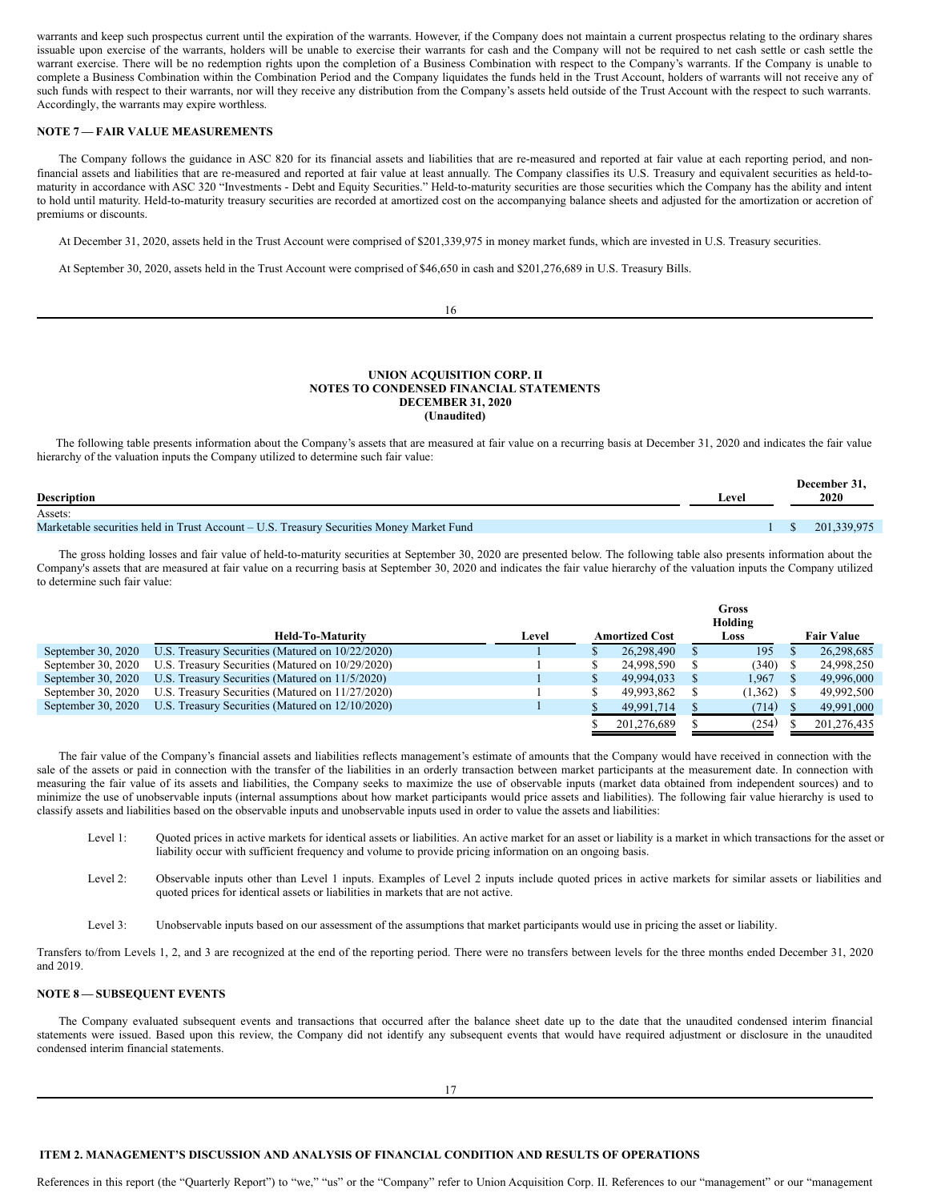warrants and keep such prospectus current until the expiration of the warrants. However, if the Company does not maintain a current prospectus relating to the ordinary shares issuable upon exercise of the warrants, holders will be unable to exercise their warrants for cash and the Company will not be required to net cash settle or cash settle the warrant exercise. There will be no redemption rights upon the completion of a Business Combination with respect to the Company's warrants. If the Company is unable to complete a Business Combination within the Combination Period and the Company liquidates the funds held in the Trust Account, holders of warrants will not receive any of such funds with respect to their warrants, nor will they receive any distribution from the Company's assets held outside of the Trust Account with the respect to such warrants. Accordingly, the warrants may expire worthless.

**NOTE 7 — FAIR VALUE MEASUREMENTS**

The Company follows the guidance in ASC 820 for its financial assets and liabilities that are re-measured and reported at fair value at each reporting period, and non-financial assets and liabilities that are re-measured and reported at fair value at least annually. The Company classifies its U.S. Treasury and equivalent securities as held-to-maturity in accordance with ASC 320 "Investments - Debt and Equity Securities." Held-to-maturity securities are those securities which the Company has the ability and intent to hold until maturity. Held-to-maturity treasury securities are recorded at amortized cost on the accompanying balance sheets and adjusted for the amortization or accretion of premiums or discounts.

At December 31, 2020, assets held in the Trust Account were comprised of $201,339,975 in money market funds, which are invested in U.S. Treasury securities.

At September 30, 2020, assets held in the Trust Account were comprised of $46,650 in cash and $201,276,689 in U.S. Treasury Bills.

**UNION ACQUISITION CORP. II**
**NOTES TO CONDENSED FINANCIAL STATEMENTS**
**DECEMBER 31, 2020**
**(Unaudited)**

The following table presents information about the Company's assets that are measured at fair value on a recurring basis at December 31, 2020 and indicates the fair value hierarchy of the valuation inputs the Company utilized to determine such fair value:

| Description | Level | December 31, 2020 |
|---|---|---|
| Assets: | | |
| Marketable securities held in Trust Account – U.S. Treasury Securities Money Market Fund | 1 | $ 201,339,975 |

The gross holding losses and fair value of held-to-maturity securities at September 30, 2020 are presented below. The following table also presents information about the Company's assets that are measured at fair value on a recurring basis at September 30, 2020 and indicates the fair value hierarchy of the valuation inputs the Company utilized to determine such fair value:

| | Held-To-Maturity | Level | Amortized Cost | Gross Holding Loss | Fair Value |
|---|---|---|---|---|---|
| September 30, 2020 | U.S. Treasury Securities (Matured on 10/22/2020) | 1 | $ 26,298,490 | $ 195 | $ 26,298,685 |
| September 30, 2020 | U.S. Treasury Securities (Matured on 10/29/2020) | 1 | $ 24,998,590 | $ (340) | $ 24,998,250 |
| September 30, 2020 | U.S. Treasury Securities (Matured on 11/5/2020) | 1 | $ 49,994,033 | $ 1,967 | $ 49,996,000 |
| September 30, 2020 | U.S. Treasury Securities (Matured on 11/27/2020) | 1 | $ 49,993,862 | $ (1,362) | $ 49,992,500 |
| September 30, 2020 | U.S. Treasury Securities (Matured on 12/10/2020) | 1 | $ 49,991,714 | $ (714) | $ 49,991,000 |
| | | | $ 201,276,689 | $ (254) | $ 201,276,435 |

The fair value of the Company's financial assets and liabilities reflects management's estimate of amounts that the Company would have received in connection with the sale of the assets or paid in connection with the transfer of the liabilities in an orderly transaction between market participants at the measurement date. In connection with measuring the fair value of its assets and liabilities, the Company seeks to maximize the use of observable inputs (market data obtained from independent sources) and to minimize the use of unobservable inputs (internal assumptions about how market participants would price assets and liabilities). The following fair value hierarchy is used to classify assets and liabilities based on the observable inputs and unobservable inputs used in order to value the assets and liabilities:

Level 1: Quoted prices in active markets for identical assets or liabilities. An active market for an asset or liability is a market in which transactions for the asset or liability occur with sufficient frequency and volume to provide pricing information on an ongoing basis.

Level 2: Observable inputs other than Level 1 inputs. Examples of Level 2 inputs include quoted prices in active markets for similar assets or liabilities and quoted prices for identical assets or liabilities in markets that are not active.

Level 3: Unobservable inputs based on our assessment of the assumptions that market participants would use in pricing the asset or liability.

Transfers to/from Levels 1, 2, and 3 are recognized at the end of the reporting period. There were no transfers between levels for the three months ended December 31, 2020 and 2019.

**NOTE 8 — SUBSEQUENT EVENTS**

The Company evaluated subsequent events and transactions that occurred after the balance sheet date up to the date that the unaudited condensed interim financial statements were issued. Based upon this review, the Company did not identify any subsequent events that would have required adjustment or disclosure in the unaudited condensed interim financial statements.

**ITEM 2. MANAGEMENT'S DISCUSSION AND ANALYSIS OF FINANCIAL CONDITION AND RESULTS OF OPERATIONS**

References in this report (the "Quarterly Report") to "we," "us" or the "Company" refer to Union Acquisition Corp. II. References to our "management" or our "management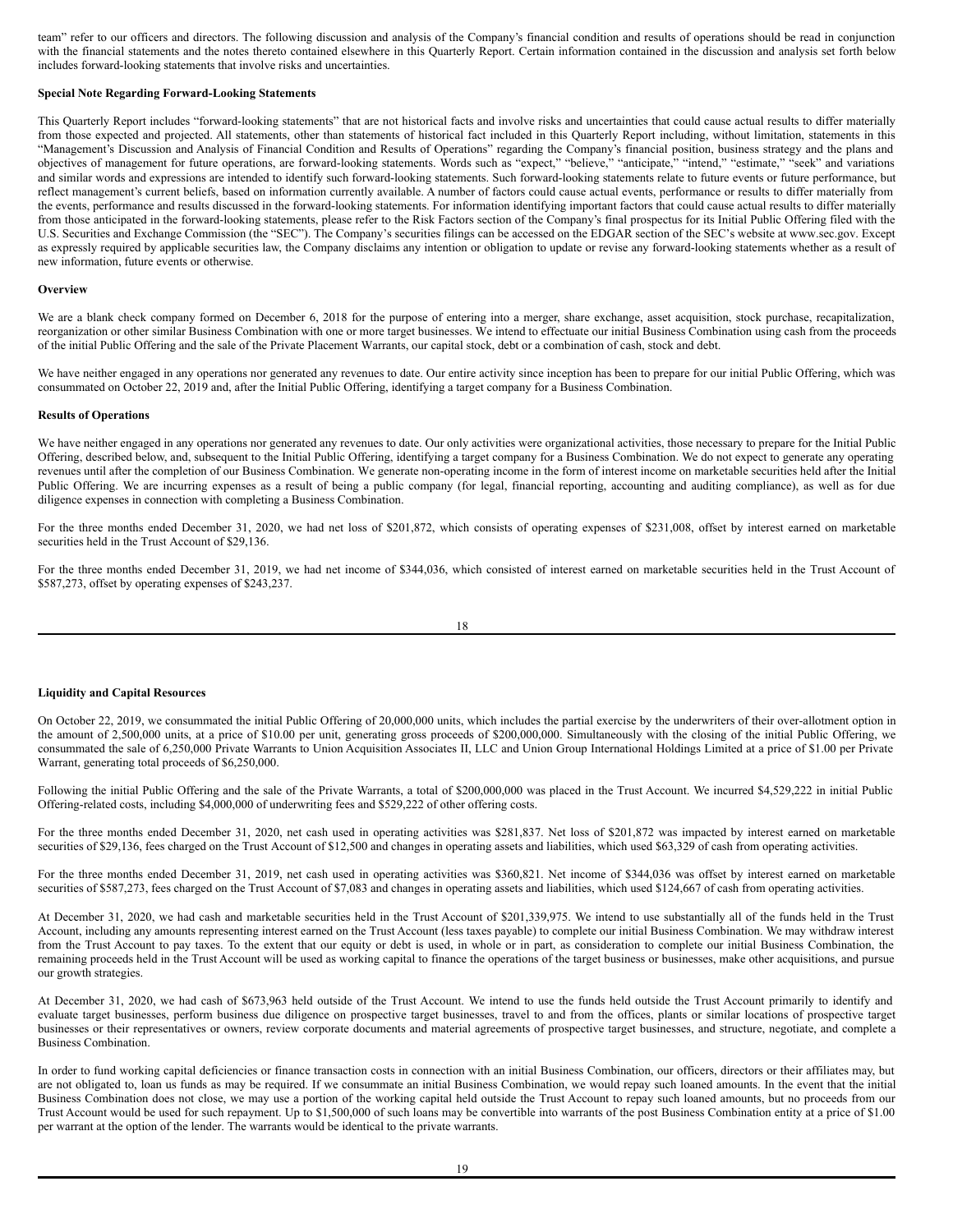team" refer to our officers and directors. The following discussion and analysis of the Company's financial condition and results of operations should be read in conjunction with the financial statements and the notes thereto contained elsewhere in this Quarterly Report. Certain information contained in the discussion and analysis set forth below includes forward-looking statements that involve risks and uncertainties.

**Special Note Regarding Forward-Looking Statements**

This Quarterly Report includes "forward-looking statements" that are not historical facts and involve risks and uncertainties that could cause actual results to differ materially from those expected and projected. All statements, other than statements of historical fact included in this Quarterly Report including, without limitation, statements in this "Management's Discussion and Analysis of Financial Condition and Results of Operations" regarding the Company's financial position, business strategy and the plans and objectives of management for future operations, are forward-looking statements. Words such as "expect," "believe," "anticipate," "intend," "estimate," "seek" and variations and similar words and expressions are intended to identify such forward-looking statements. Such forward-looking statements relate to future events or future performance, but reflect management's current beliefs, based on information currently available. A number of factors could cause actual events, performance or results to differ materially from the events, performance and results discussed in the forward-looking statements. For information identifying important factors that could cause actual results to differ materially from those anticipated in the forward-looking statements, please refer to the Risk Factors section of the Company's final prospectus for its Initial Public Offering filed with the U.S. Securities and Exchange Commission (the "SEC"). The Company's securities filings can be accessed on the EDGAR section of the SEC's website at www.sec.gov. Except as expressly required by applicable securities law, the Company disclaims any intention or obligation to update or revise any forward-looking statements whether as a result of new information, future events or otherwise.

**Overview**

We are a blank check company formed on December 6, 2018 for the purpose of entering into a merger, share exchange, asset acquisition, stock purchase, recapitalization, reorganization or other similar Business Combination with one or more target businesses. We intend to effectuate our initial Business Combination using cash from the proceeds of the initial Public Offering and the sale of the Private Placement Warrants, our capital stock, debt or a combination of cash, stock and debt.

We have neither engaged in any operations nor generated any revenues to date. Our entire activity since inception has been to prepare for our initial Public Offering, which was consummated on October 22, 2019 and, after the Initial Public Offering, identifying a target company for a Business Combination.

**Results of Operations**

We have neither engaged in any operations nor generated any revenues to date. Our only activities were organizational activities, those necessary to prepare for the Initial Public Offering, described below, and, subsequent to the Initial Public Offering, identifying a target company for a Business Combination. We do not expect to generate any operating revenues until after the completion of our Business Combination. We generate non-operating income in the form of interest income on marketable securities held after the Initial Public Offering. We are incurring expenses as a result of being a public company (for legal, financial reporting, accounting and auditing compliance), as well as for due diligence expenses in connection with completing a Business Combination.

For the three months ended December 31, 2020, we had net loss of $201,872, which consists of operating expenses of $231,008, offset by interest earned on marketable securities held in the Trust Account of $29,136.

For the three months ended December 31, 2019, we had net income of $344,036, which consisted of interest earned on marketable securities held in the Trust Account of $587,273, offset by operating expenses of $243,237.

**Liquidity and Capital Resources**

On October 22, 2019, we consummated the initial Public Offering of 20,000,000 units, which includes the partial exercise by the underwriters of their over-allotment option in the amount of 2,500,000 units, at a price of $10.00 per unit, generating gross proceeds of $200,000,000. Simultaneously with the closing of the initial Public Offering, we consummated the sale of 6,250,000 Private Warrants to Union Acquisition Associates II, LLC and Union Group International Holdings Limited at a price of $1.00 per Private Warrant, generating total proceeds of $6,250,000.

Following the initial Public Offering and the sale of the Private Warrants, a total of $200,000,000 was placed in the Trust Account. We incurred $4,529,222 in initial Public Offering-related costs, including $4,000,000 of underwriting fees and $529,222 of other offering costs.

For the three months ended December 31, 2020, net cash used in operating activities was $281,837. Net loss of $201,872 was impacted by interest earned on marketable securities of $29,136, fees charged on the Trust Account of $12,500 and changes in operating assets and liabilities, which used $63,329 of cash from operating activities.

For the three months ended December 31, 2019, net cash used in operating activities was $360,821. Net income of $344,036 was offset by interest earned on marketable securities of $587,273, fees charged on the Trust Account of $7,083 and changes in operating assets and liabilities, which used $124,667 of cash from operating activities.

At December 31, 2020, we had cash and marketable securities held in the Trust Account of $201,339,975. We intend to use substantially all of the funds held in the Trust Account, including any amounts representing interest earned on the Trust Account (less taxes payable) to complete our initial Business Combination. We may withdraw interest from the Trust Account to pay taxes. To the extent that our equity or debt is used, in whole or in part, as consideration to complete our initial Business Combination, the remaining proceeds held in the Trust Account will be used as working capital to finance the operations of the target business or businesses, make other acquisitions, and pursue our growth strategies.

At December 31, 2020, we had cash of $673,963 held outside of the Trust Account. We intend to use the funds held outside the Trust Account primarily to identify and evaluate target businesses, perform business due diligence on prospective target businesses, travel to and from the offices, plants or similar locations of prospective target businesses or their representatives or owners, review corporate documents and material agreements of prospective target businesses, and structure, negotiate, and complete a Business Combination.

In order to fund working capital deficiencies or finance transaction costs in connection with an initial Business Combination, our officers, directors or their affiliates may, but are not obligated to, loan us funds as may be required. If we consummate an initial Business Combination, we would repay such loaned amounts. In the event that the initial Business Combination does not close, we may use a portion of the working capital held outside the Trust Account to repay such loaned amounts, but no proceeds from our Trust Account would be used for such repayment. Up to $1,500,000 of such loans may be convertible into warrants of the post Business Combination entity at a price of $1.00 per warrant at the option of the lender. The warrants would be identical to the private warrants.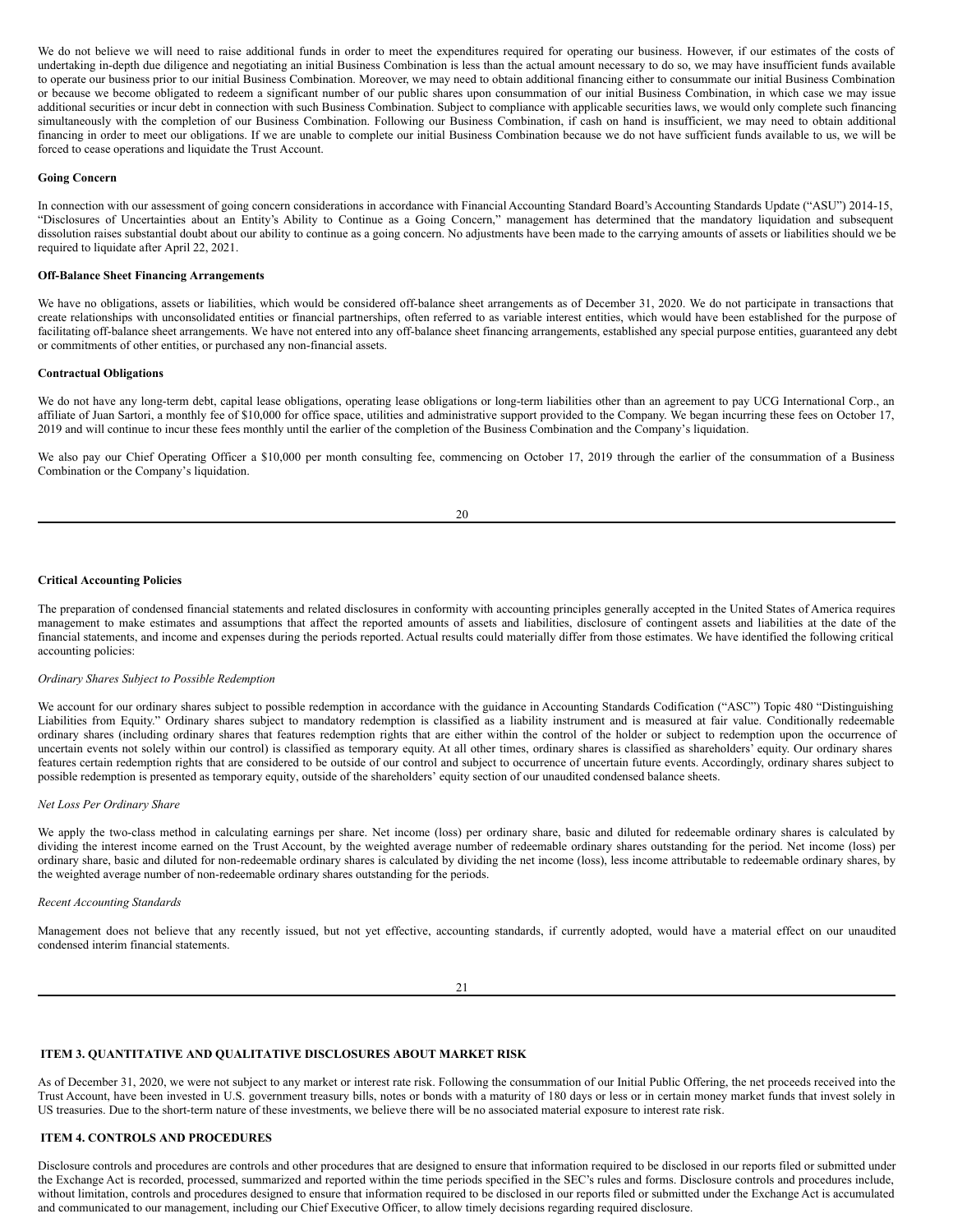We do not believe we will need to raise additional funds in order to meet the expenditures required for operating our business. However, if our estimates of the costs of undertaking in-depth due diligence and negotiating an initial Business Combination is less than the actual amount necessary to do so, we may have insufficient funds available to operate our business prior to our initial Business Combination. Moreover, we may need to obtain additional financing either to consummate our initial Business Combination or because we become obligated to redeem a significant number of our public shares upon consummation of our initial Business Combination, in which case we may issue additional securities or incur debt in connection with such Business Combination. Subject to compliance with applicable securities laws, we would only complete such financing simultaneously with the completion of our Business Combination. Following our Business Combination, if cash on hand is insufficient, we may need to obtain additional financing in order to meet our obligations. If we are unable to complete our initial Business Combination because we do not have sufficient funds available to us, we will be forced to cease operations and liquidate the Trust Account.

**Going Concern**

In connection with our assessment of going concern considerations in accordance with Financial Accounting Standard Board's Accounting Standards Update ("ASU") 2014-15, "Disclosures of Uncertainties about an Entity's Ability to Continue as a Going Concern," management has determined that the mandatory liquidation and subsequent dissolution raises substantial doubt about our ability to continue as a going concern. No adjustments have been made to the carrying amounts of assets or liabilities should we be required to liquidate after April 22, 2021.

**Off-Balance Sheet Financing Arrangements**

We have no obligations, assets or liabilities, which would be considered off-balance sheet arrangements as of December 31, 2020. We do not participate in transactions that create relationships with unconsolidated entities or financial partnerships, often referred to as variable interest entities, which would have been established for the purpose of facilitating off-balance sheet arrangements. We have not entered into any off-balance sheet financing arrangements, established any special purpose entities, guaranteed any debt or commitments of other entities, or purchased any non-financial assets.

**Contractual Obligations**

We do not have any long-term debt, capital lease obligations, operating lease obligations or long-term liabilities other than an agreement to pay UCG International Corp., an affiliate of Juan Sartori, a monthly fee of $10,000 for office space, utilities and administrative support provided to the Company. We began incurring these fees on October 17, 2019 and will continue to incur these fees monthly until the earlier of the completion of the Business Combination and the Company's liquidation.

We also pay our Chief Operating Officer a $10,000 per month consulting fee, commencing on October 17, 2019 through the earlier of the consummation of a Business Combination or the Company's liquidation.

**Critical Accounting Policies**

The preparation of condensed financial statements and related disclosures in conformity with accounting principles generally accepted in the United States of America requires management to make estimates and assumptions that affect the reported amounts of assets and liabilities, disclosure of contingent assets and liabilities at the date of the financial statements, and income and expenses during the periods reported. Actual results could materially differ from those estimates. We have identified the following critical accounting policies:

*Ordinary Shares Subject to Possible Redemption*

We account for our ordinary shares subject to possible redemption in accordance with the guidance in Accounting Standards Codification ("ASC") Topic 480 "Distinguishing Liabilities from Equity." Ordinary shares subject to mandatory redemption is classified as a liability instrument and is measured at fair value. Conditionally redeemable ordinary shares (including ordinary shares that features redemption rights that are either within the control of the holder or subject to redemption upon the occurrence of uncertain events not solely within our control) is classified as temporary equity. At all other times, ordinary shares is classified as shareholders' equity. Our ordinary shares features certain redemption rights that are considered to be outside of our control and subject to occurrence of uncertain future events. Accordingly, ordinary shares subject to possible redemption is presented as temporary equity, outside of the shareholders' equity section of our unaudited condensed balance sheets.

*Net Loss Per Ordinary Share*

We apply the two-class method in calculating earnings per share. Net income (loss) per ordinary share, basic and diluted for redeemable ordinary shares is calculated by dividing the interest income earned on the Trust Account, by the weighted average number of redeemable ordinary shares outstanding for the period. Net income (loss) per ordinary share, basic and diluted for non-redeemable ordinary shares is calculated by dividing the net income (loss), less income attributable to redeemable ordinary shares, by the weighted average number of non-redeemable ordinary shares outstanding for the periods.

*Recent Accounting Standards*

Management does not believe that any recently issued, but not yet effective, accounting standards, if currently adopted, would have a material effect on our unaudited condensed interim financial statements.

**ITEM 3. QUANTITATIVE AND QUALITATIVE DISCLOSURES ABOUT MARKET RISK**

As of December 31, 2020, we were not subject to any market or interest rate risk. Following the consummation of our Initial Public Offering, the net proceeds received into the Trust Account, have been invested in U.S. government treasury bills, notes or bonds with a maturity of 180 days or less or in certain money market funds that invest solely in US treasuries. Due to the short-term nature of these investments, we believe there will be no associated material exposure to interest rate risk.

**ITEM 4. CONTROLS AND PROCEDURES**

Disclosure controls and procedures are controls and other procedures that are designed to ensure that information required to be disclosed in our reports filed or submitted under the Exchange Act is recorded, processed, summarized and reported within the time periods specified in the SEC's rules and forms. Disclosure controls and procedures include, without limitation, controls and procedures designed to ensure that information required to be disclosed in our reports filed or submitted under the Exchange Act is accumulated and communicated to our management, including our Chief Executive Officer, to allow timely decisions regarding required disclosure.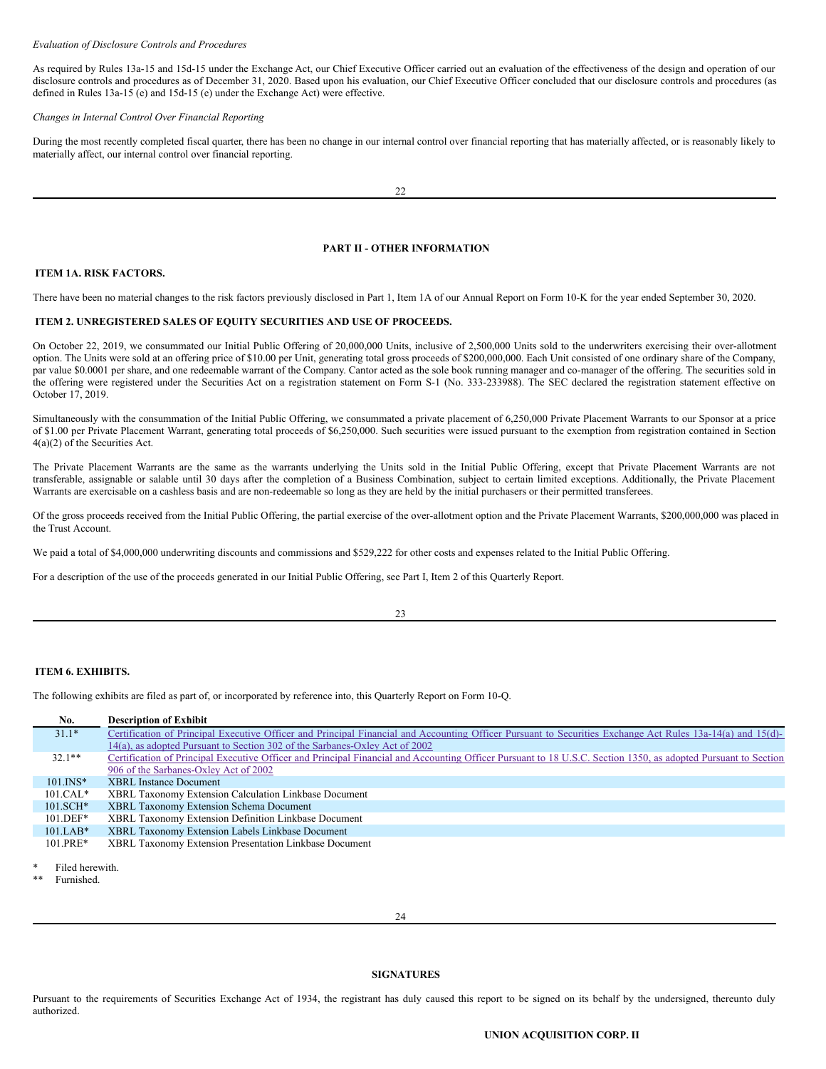*Evaluation of Disclosure Controls and Procedures*

As required by Rules 13a-15 and 15d-15 under the Exchange Act, our Chief Executive Officer carried out an evaluation of the effectiveness of the design and operation of our disclosure controls and procedures as of December 31, 2020. Based upon his evaluation, our Chief Executive Officer concluded that our disclosure controls and procedures (as defined in Rules 13a-15 (e) and 15d-15 (e) under the Exchange Act) were effective.

*Changes in Internal Control Over Financial Reporting*

During the most recently completed fiscal quarter, there has been no change in our internal control over financial reporting that has materially affected, or is reasonably likely to materially affect, our internal control over financial reporting.

## PART II - OTHER INFORMATION

### ITEM 1A. RISK FACTORS.

There have been no material changes to the risk factors previously disclosed in Part 1, Item 1A of our Annual Report on Form 10-K for the year ended September 30, 2020.

### ITEM 2. UNREGISTERED SALES OF EQUITY SECURITIES AND USE OF PROCEEDS.

On October 22, 2019, we consummated our Initial Public Offering of 20,000,000 Units, inclusive of 2,500,000 Units sold to the underwriters exercising their over-allotment option. The Units were sold at an offering price of $10.00 per Unit, generating total gross proceeds of $200,000,000. Each Unit consisted of one ordinary share of the Company, par value $0.0001 per share, and one redeemable warrant of the Company. Cantor acted as the sole book running manager and co-manager of the offering. The securities sold in the offering were registered under the Securities Act on a registration statement on Form S-1 (No. 333-233988). The SEC declared the registration statement effective on October 17, 2019.

Simultaneously with the consummation of the Initial Public Offering, we consummated a private placement of 6,250,000 Private Placement Warrants to our Sponsor at a price of $1.00 per Private Placement Warrant, generating total proceeds of $6,250,000. Such securities were issued pursuant to the exemption from registration contained in Section 4(a)(2) of the Securities Act.

The Private Placement Warrants are the same as the warrants underlying the Units sold in the Initial Public Offering, except that Private Placement Warrants are not transferable, assignable or salable until 30 days after the completion of a Business Combination, subject to certain limited exceptions. Additionally, the Private Placement Warrants are exercisable on a cashless basis and are non-redeemable so long as they are held by the initial purchasers or their permitted transferees.

Of the gross proceeds received from the Initial Public Offering, the partial exercise of the over-allotment option and the Private Placement Warrants, $200,000,000 was placed in the Trust Account.

We paid a total of $4,000,000 underwriting discounts and commissions and $529,222 for other costs and expenses related to the Initial Public Offering.

For a description of the use of the proceeds generated in our Initial Public Offering, see Part I, Item 2 of this Quarterly Report.

### ITEM 6. EXHIBITS.

The following exhibits are filed as part of, or incorporated by reference into, this Quarterly Report on Form 10-Q.

| No. | Description of Exhibit |
|---|---|
| 31.1* | Certification of Principal Executive Officer and Principal Financial and Accounting Officer Pursuant to Securities Exchange Act Rules 13a-14(a) and 15(d)-14(a), as adopted Pursuant to Section 302 of the Sarbanes-Oxley Act of 2002 |
| 32.1** | Certification of Principal Executive Officer and Principal Financial and Accounting Officer Pursuant to 18 U.S.C. Section 1350, as adopted Pursuant to Section 906 of the Sarbanes-Oxley Act of 2002 |
| 101.INS* | XBRL Instance Document |
| 101.CAL* | XBRL Taxonomy Extension Calculation Linkbase Document |
| 101.SCH* | XBRL Taxonomy Extension Schema Document |
| 101.DEF* | XBRL Taxonomy Extension Definition Linkbase Document |
| 101.LAB* | XBRL Taxonomy Extension Labels Linkbase Document |
| 101.PRE* | XBRL Taxonomy Extension Presentation Linkbase Document |

\* Filed herewith.

\*\* Furnished.

## SIGNATURES

Pursuant to the requirements of Securities Exchange Act of 1934, the registrant has duly caused this report to be signed on its behalf by the undersigned, thereunto duly authorized.

**UNION ACQUISITION CORP. II**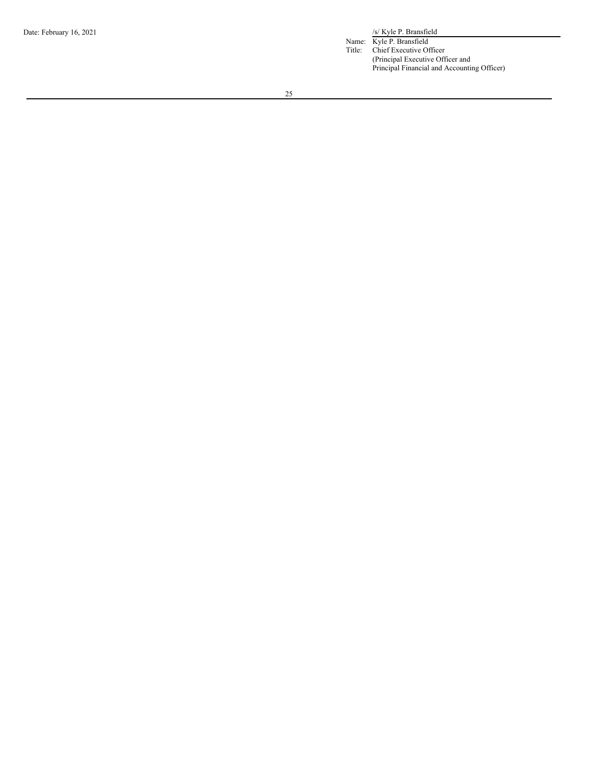Date: February 16, 2021

/s/ Kyle P. Bransfield

Name: Kyle P. Bransfield
Title: Chief Executive Officer
(Principal Executive Officer and
Principal Financial and Accounting Officer)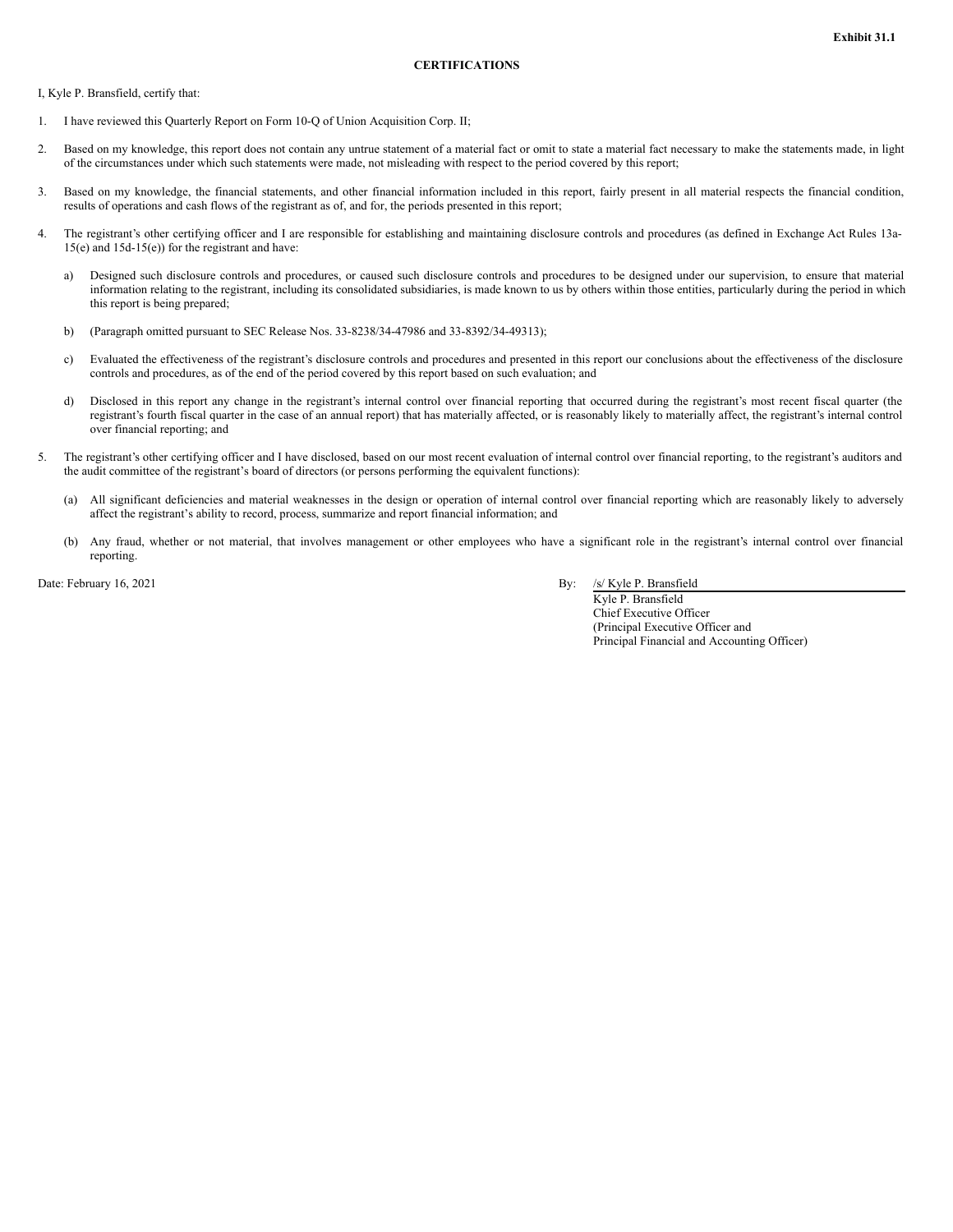**Exhibit 31.1**

**CERTIFICATIONS**

I, Kyle P. Bransfield, certify that:

1. I have reviewed this Quarterly Report on Form 10-Q of Union Acquisition Corp. II;

2. Based on my knowledge, this report does not contain any untrue statement of a material fact or omit to state a material fact necessary to make the statements made, in light of the circumstances under which such statements were made, not misleading with respect to the period covered by this report;

3. Based on my knowledge, the financial statements, and other financial information included in this report, fairly present in all material respects the financial condition, results of operations and cash flows of the registrant as of, and for, the periods presented in this report;

4. The registrant's other certifying officer and I are responsible for establishing and maintaining disclosure controls and procedures (as defined in Exchange Act Rules 13a-15(e) and 15d-15(e)) for the registrant and have:

   a) Designed such disclosure controls and procedures, or caused such disclosure controls and procedures to be designed under our supervision, to ensure that material information relating to the registrant, including its consolidated subsidiaries, is made known to us by others within those entities, particularly during the period in which this report is being prepared;

   b) (Paragraph omitted pursuant to SEC Release Nos. 33-8238/34-47986 and 33-8392/34-49313);

   c) Evaluated the effectiveness of the registrant's disclosure controls and procedures and presented in this report our conclusions about the effectiveness of the disclosure controls and procedures, as of the end of the period covered by this report based on such evaluation; and

   d) Disclosed in this report any change in the registrant's internal control over financial reporting that occurred during the registrant's most recent fiscal quarter (the registrant's fourth fiscal quarter in the case of an annual report) that has materially affected, or is reasonably likely to materially affect, the registrant's internal control over financial reporting; and

5. The registrant's other certifying officer and I have disclosed, based on our most recent evaluation of internal control over financial reporting, to the registrant's auditors and the audit committee of the registrant's board of directors (or persons performing the equivalent functions):

   (a) All significant deficiencies and material weaknesses in the design or operation of internal control over financial reporting which are reasonably likely to adversely affect the registrant's ability to record, process, summarize and report financial information; and

   (b) Any fraud, whether or not material, that involves management or other employees who have a significant role in the registrant's internal control over financial reporting.

Date: February 16, 2021

By: /s/ Kyle P. Bransfield
Kyle P. Bransfield
Chief Executive Officer
(Principal Executive Officer and
Principal Financial and Accounting Officer)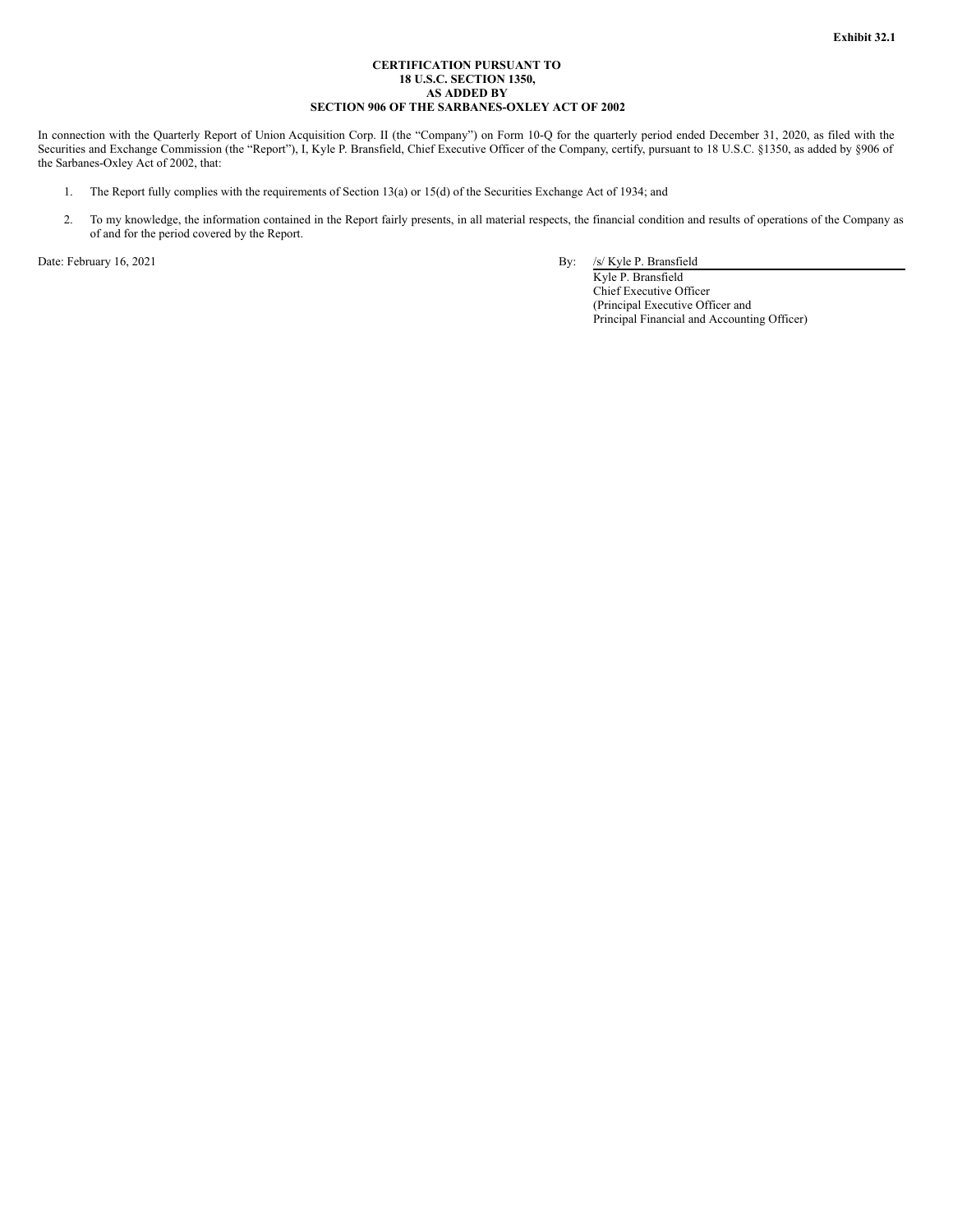**Exhibit 32.1**

**CERTIFICATION PURSUANT TO**
**18 U.S.C. SECTION 1350,**
**AS ADDED BY**
**SECTION 906 OF THE SARBANES-OXLEY ACT OF 2002**

In connection with the Quarterly Report of Union Acquisition Corp. II (the "Company") on Form 10-Q for the quarterly period ended December 31, 2020, as filed with the Securities and Exchange Commission (the "Report"), I, Kyle P. Bransfield, Chief Executive Officer of the Company, certify, pursuant to 18 U.S.C. §1350, as added by §906 of the Sarbanes-Oxley Act of 2002, that:

1. The Report fully complies with the requirements of Section 13(a) or 15(d) of the Securities Exchange Act of 1934; and

2. To my knowledge, the information contained in the Report fairly presents, in all material respects, the financial condition and results of operations of the Company as of and for the period covered by the Report.

Date: February 16, 2021

By: /s/ Kyle P. Bransfield
Kyle P. Bransfield
Chief Executive Officer
(Principal Executive Officer and
Principal Financial and Accounting Officer)